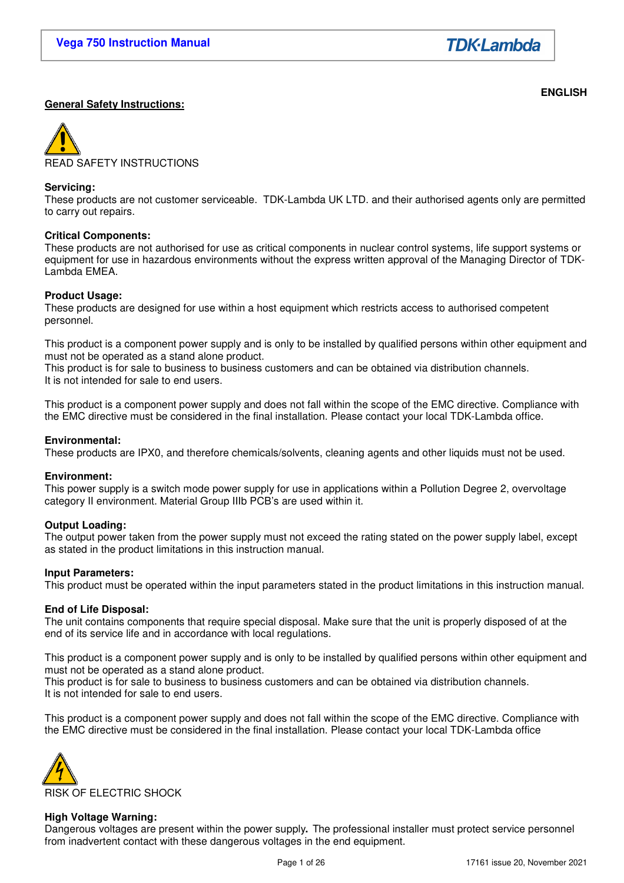ENGLISH

## General Safety Instructions:

READ SAFETY INSTRUCTIONS

**Servicing:**
These products are not customer serviceable. TDK-Lambda UK LTD. and their authorised agents only are permitted to carry out repairs.

**Critical Components:**
These products are not authorised for use as critical components in nuclear control systems, life support systems or equipment for use in hazardous environments without the express written approval of the Managing Director of TDK-Lambda EMEA.

**Product Usage:**
These products are designed for use within a host equipment which restricts access to authorised competent personnel.

This product is a component power supply and is only to be installed by qualified persons within other equipment and must not be operated as a stand alone product.
This product is for sale to business to business customers and can be obtained via distribution channels.
It is not intended for sale to end users.

This product is a component power supply and does not fall within the scope of the EMC directive. Compliance with the EMC directive must be considered in the final installation. Please contact your local TDK-Lambda office.

**Environmental:**
These products are IPX0, and therefore chemicals/solvents, cleaning agents and other liquids must not be used.

**Environment:**
This power supply is a switch mode power supply for use in applications within a Pollution Degree 2, overvoltage category II environment. Material Group IIIb PCB's are used within it.

**Output Loading:**
The output power taken from the power supply must not exceed the rating stated on the power supply label, except as stated in the product limitations in this instruction manual.

**Input Parameters:**
This product must be operated within the input parameters stated in the product limitations in this instruction manual.

**End of Life Disposal:**
The unit contains components that require special disposal. Make sure that the unit is properly disposed of at the end of its service life and in accordance with local regulations.

This product is a component power supply and is only to be installed by qualified persons within other equipment and must not be operated as a stand alone product.
This product is for sale to business to business customers and can be obtained via distribution channels.
It is not intended for sale to end users.

This product is a component power supply and does not fall within the scope of the EMC directive. Compliance with the EMC directive must be considered in the final installation. Please contact your local TDK-Lambda office

RISK OF ELECTRIC SHOCK

**High Voltage Warning:**
Dangerous voltages are present within the power supply**.** The professional installer must protect service personnel from inadvertent contact with these dangerous voltages in the end equipment.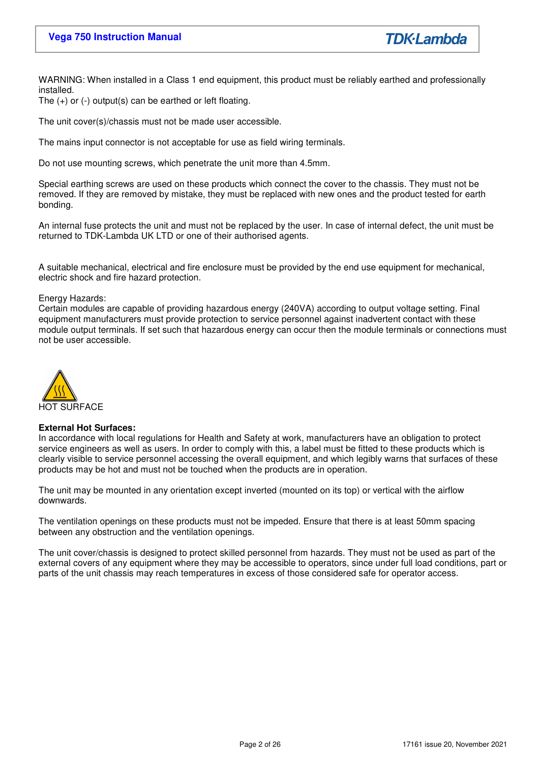WARNING: When installed in a Class 1 end equipment, this product must be reliably earthed and professionally installed.
The (+) or (-) output(s) can be earthed or left floating.

The unit cover(s)/chassis must not be made user accessible.

The mains input connector is not acceptable for use as field wiring terminals.

Do not use mounting screws, which penetrate the unit more than 4.5mm.

Special earthing screws are used on these products which connect the cover to the chassis. They must not be removed. If they are removed by mistake, they must be replaced with new ones and the product tested for earth bonding.

An internal fuse protects the unit and must not be replaced by the user. In case of internal defect, the unit must be returned to TDK-Lambda UK LTD or one of their authorised agents.

A suitable mechanical, electrical and fire enclosure must be provided by the end use equipment for mechanical, electric shock and fire hazard protection.

Energy Hazards:
Certain modules are capable of providing hazardous energy (240VA) according to output voltage setting. Final equipment manufacturers must provide protection to service personnel against inadvertent contact with these module output terminals. If set such that hazardous energy can occur then the module terminals or connections must not be user accessible.

HOT SURFACE

**External Hot Surfaces:**
In accordance with local regulations for Health and Safety at work, manufacturers have an obligation to protect service engineers as well as users. In order to comply with this, a label must be fitted to these products which is clearly visible to service personnel accessing the overall equipment, and which legibly warns that surfaces of these products may be hot and must not be touched when the products are in operation.

The unit may be mounted in any orientation except inverted (mounted on its top) or vertical with the airflow downwards.

The ventilation openings on these products must not be impeded. Ensure that there is at least 50mm spacing between any obstruction and the ventilation openings.

The unit cover/chassis is designed to protect skilled personnel from hazards. They must not be used as part of the external covers of any equipment where they may be accessible to operators, since under full load conditions, part or parts of the unit chassis may reach temperatures in excess of those considered safe for operator access.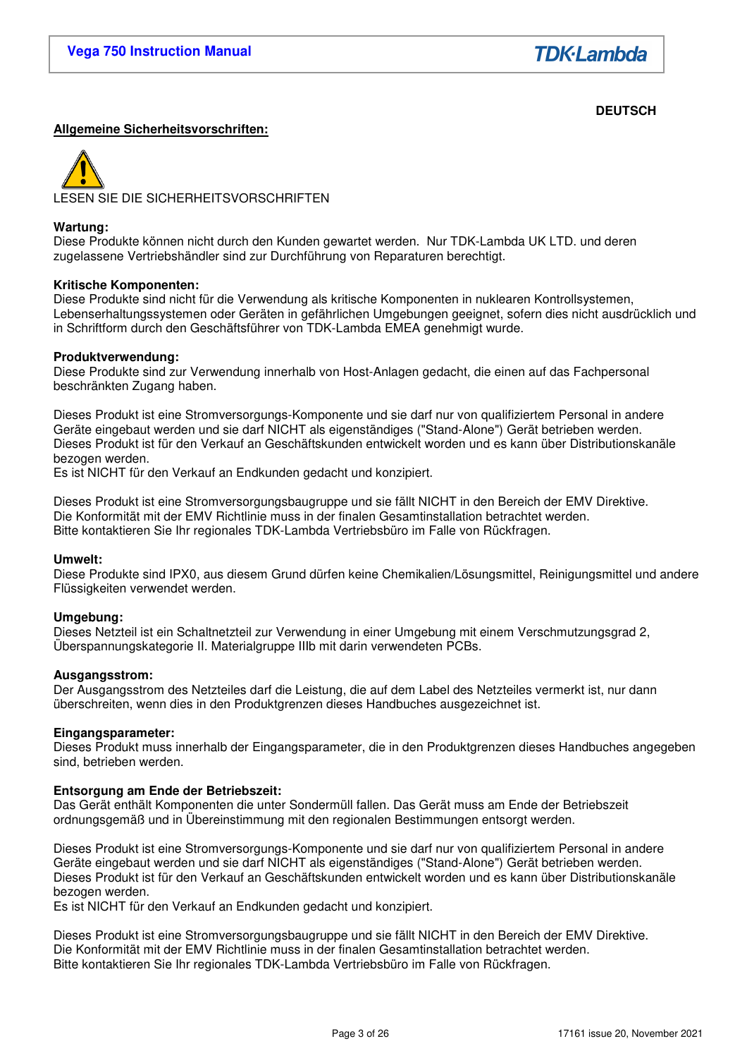**DEUTSCH**

## Allgemeine Sicherheitsvorschriften:

LESEN SIE DIE SICHERHEITSVORSCHRIFTEN

**Wartung:**
Diese Produkte können nicht durch den Kunden gewartet werden. Nur TDK-Lambda UK LTD. und deren zugelassene Vertriebshändler sind zur Durchführung von Reparaturen berechtigt.

**Kritische Komponenten:**
Diese Produkte sind nicht für die Verwendung als kritische Komponenten in nuklearen Kontrollsystemen, Lebenserhaltungssystemen oder Geräten in gefährlichen Umgebungen geeignet, sofern dies nicht ausdrücklich und in Schriftform durch den Geschäftsführer von TDK-Lambda EMEA genehmigt wurde.

**Produktverwendung:**
Diese Produkte sind zur Verwendung innerhalb von Host-Anlagen gedacht, die einen auf das Fachpersonal beschränkten Zugang haben.

Dieses Produkt ist eine Stromversorgungs-Komponente und sie darf nur von qualifiziertem Personal in andere Geräte eingebaut werden und sie darf NICHT als eigenständiges ("Stand-Alone") Gerät betrieben werden. Dieses Produkt ist für den Verkauf an Geschäftskunden entwickelt worden und es kann über Distributionskanäle bezogen werden.
Es ist NICHT für den Verkauf an Endkunden gedacht und konzipiert.

Dieses Produkt ist eine Stromversorgungsbaugruppe und sie fällt NICHT in den Bereich der EMV Direktive. Die Konformität mit der EMV Richtlinie muss in der finalen Gesamtinstallation betrachtet werden. Bitte kontaktieren Sie Ihr regionales TDK-Lambda Vertriebsbüro im Falle von Rückfragen.

**Umwelt:**
Diese Produkte sind IPX0, aus diesem Grund dürfen keine Chemikalien/Lösungsmittel, Reinigungsmittel und andere Flüssigkeiten verwendet werden.

**Umgebung:**
Dieses Netzteil ist ein Schaltnetzteil zur Verwendung in einer Umgebung mit einem Verschmutzungsgrad 2, Überspannungskategorie II. Materialgruppe IIIb mit darin verwendeten PCBs.

**Ausgangsstrom:**
Der Ausgangsstrom des Netzteiles darf die Leistung, die auf dem Label des Netzteiles vermerkt ist, nur dann überschreiten, wenn dies in den Produktgrenzen dieses Handbuches ausgezeichnet ist.

**Eingangsparameter:**
Dieses Produkt muss innerhalb der Eingangsparameter, die in den Produktgrenzen dieses Handbuches angegeben sind, betrieben werden.

**Entsorgung am Ende der Betriebszeit:**
Das Gerät enthält Komponenten die unter Sondermüll fallen. Das Gerät muss am Ende der Betriebszeit ordnungsgemäß und in Übereinstimmung mit den regionalen Bestimmungen entsorgt werden.

Dieses Produkt ist eine Stromversorgungs-Komponente und sie darf nur von qualifiziertem Personal in andere Geräte eingebaut werden und sie darf NICHT als eigenständiges ("Stand-Alone") Gerät betrieben werden. Dieses Produkt ist für den Verkauf an Geschäftskunden entwickelt worden und es kann über Distributionskanäle bezogen werden.
Es ist NICHT für den Verkauf an Endkunden gedacht und konzipiert.

Dieses Produkt ist eine Stromversorgungsbaugruppe und sie fällt NICHT in den Bereich der EMV Direktive. Die Konformität mit der EMV Richtlinie muss in der finalen Gesamtinstallation betrachtet werden. Bitte kontaktieren Sie Ihr regionales TDK-Lambda Vertriebsbüro im Falle von Rückfragen.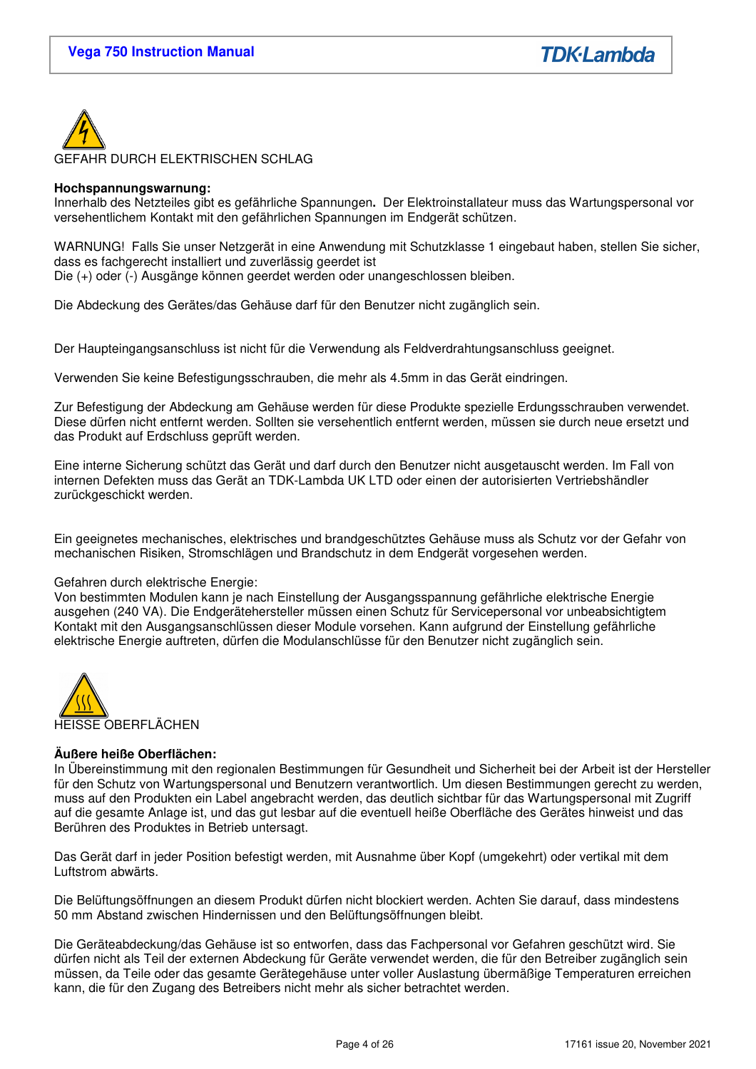GEFAHR DURCH ELEKTRISCHEN SCHLAG

**Hochspannungswarnung:**
Innerhalb des Netzteiles gibt es gefährliche Spannungen**.** Der Elektroinstallateur muss das Wartungspersonal vor versehentlichem Kontakt mit den gefährlichen Spannungen im Endgerät schützen.

WARNUNG! Falls Sie unser Netzgerät in eine Anwendung mit Schutzklasse 1 eingebaut haben, stellen Sie sicher, dass es fachgerecht installiert und zuverlässig geerdet ist
Die (+) oder (-) Ausgänge können geerdet werden oder unangeschlossen bleiben.

Die Abdeckung des Gerätes/das Gehäuse darf für den Benutzer nicht zugänglich sein.

Der Haupteingangsanschluss ist nicht für die Verwendung als Feldverdrahtungsanschluss geeignet.

Verwenden Sie keine Befestigungsschrauben, die mehr als 4.5mm in das Gerät eindringen.

Zur Befestigung der Abdeckung am Gehäuse werden für diese Produkte spezielle Erdungsschrauben verwendet. Diese dürfen nicht entfernt werden. Sollten sie versehentlich entfernt werden, müssen sie durch neue ersetzt und das Produkt auf Erdschluss geprüft werden.

Eine interne Sicherung schützt das Gerät und darf durch den Benutzer nicht ausgetauscht werden. Im Fall von internen Defekten muss das Gerät an TDK-Lambda UK LTD oder einen der autorisierten Vertriebshändler zurückgeschickt werden.

Ein geeignetes mechanisches, elektrisches und brandgeschütztes Gehäuse muss als Schutz vor der Gefahr von mechanischen Risiken, Stromschlägen und Brandschutz in dem Endgerät vorgesehen werden.

Gefahren durch elektrische Energie:
Von bestimmten Modulen kann je nach Einstellung der Ausgangsspannung gefährliche elektrische Energie ausgehen (240 VA). Die Endgerätehersteller müssen einen Schutz für Servicepersonal vor unbeabsichtigtem Kontakt mit den Ausgangsanschlüssen dieser Module vorsehen. Kann aufgrund der Einstellung gefährliche elektrische Energie auftreten, dürfen die Modulanschlüsse für den Benutzer nicht zugänglich sein.

HEISSE OBERFLÄCHEN

**Äußere heiße Oberflächen:**
In Übereinstimmung mit den regionalen Bestimmungen für Gesundheit und Sicherheit bei der Arbeit ist der Hersteller für den Schutz von Wartungspersonal und Benutzern verantwortlich. Um diesen Bestimmungen gerecht zu werden, muss auf den Produkten ein Label angebracht werden, das deutlich sichtbar für das Wartungspersonal mit Zugriff auf die gesamte Anlage ist, und das gut lesbar auf die eventuell heiße Oberfläche des Gerätes hinweist und das Berühren des Produktes in Betrieb untersagt.

Das Gerät darf in jeder Position befestigt werden, mit Ausnahme über Kopf (umgekehrt) oder vertikal mit dem Luftstrom abwärts.

Die Belüftungsöffnungen an diesem Produkt dürfen nicht blockiert werden. Achten Sie darauf, dass mindestens 50 mm Abstand zwischen Hindernissen und den Belüftungsöffnungen bleibt.

Die Geräteabdeckung/das Gehäuse ist so entworfen, dass das Fachpersonal vor Gefahren geschützt wird. Sie dürfen nicht als Teil der externen Abdeckung für Geräte verwendet werden, die für den Betreiber zugänglich sein müssen, da Teile oder das gesamte Gerätegehäuse unter voller Auslastung übermäßige Temperaturen erreichen kann, die für den Zugang des Betreibers nicht mehr als sicher betrachtet werden.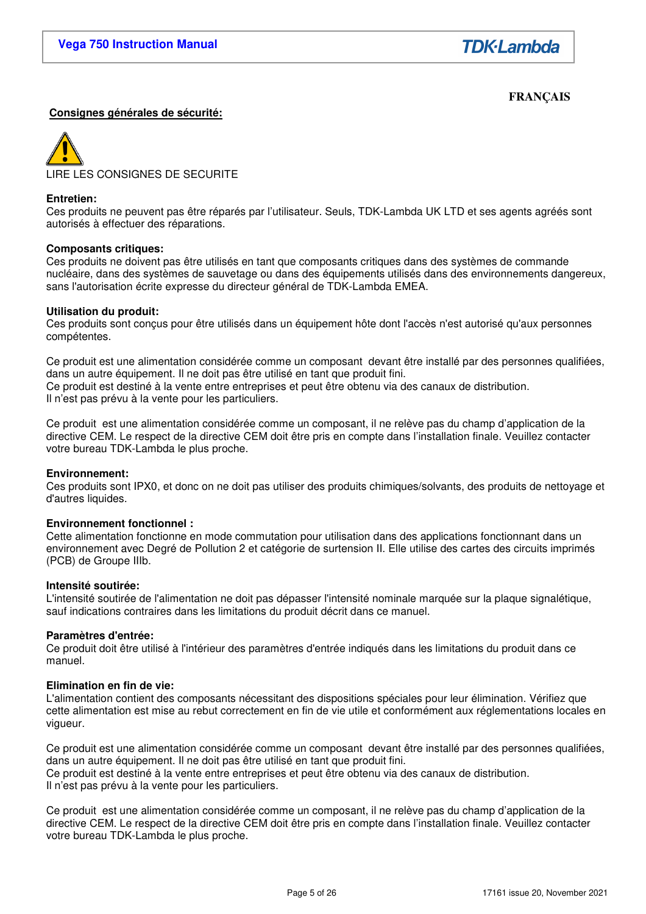FRANÇAIS

**Consignes générales de sécurité:**

LIRE LES CONSIGNES DE SECURITE

**Entretien:**
Ces produits ne peuvent pas être réparés par l'utilisateur. Seuls, TDK-Lambda UK LTD et ses agents agréés sont autorisés à effectuer des réparations.

**Composants critiques:**
Ces produits ne doivent pas être utilisés en tant que composants critiques dans des systèmes de commande nucléaire, dans des systèmes de sauvetage ou dans des équipements utilisés dans des environnements dangereux, sans l'autorisation écrite expresse du directeur général de TDK-Lambda EMEA.

**Utilisation du produit:**
Ces produits sont conçus pour être utilisés dans un équipement hôte dont l'accès n'est autorisé qu'aux personnes compétentes.

Ce produit est une alimentation considérée comme un composant devant être installé par des personnes qualifiées, dans un autre équipement. Il ne doit pas être utilisé en tant que produit fini.
Ce produit est destiné à la vente entre entreprises et peut être obtenu via des canaux de distribution.
Il n'est pas prévu à la vente pour les particuliers.

Ce produit est une alimentation considérée comme un composant, il ne relève pas du champ d'application de la directive CEM. Le respect de la directive CEM doit être pris en compte dans l'installation finale. Veuillez contacter votre bureau TDK-Lambda le plus proche.

**Environnement:**
Ces produits sont IPX0, et donc on ne doit pas utiliser des produits chimiques/solvants, des produits de nettoyage et d'autres liquides.

**Environnement fonctionnel :**
Cette alimentation fonctionne en mode commutation pour utilisation dans des applications fonctionnant dans un environnement avec Degré de Pollution 2 et catégorie de surtension II. Elle utilise des cartes des circuits imprimés (PCB) de Groupe IIIb.

**Intensité soutirée:**
L'intensité soutirée de l'alimentation ne doit pas dépasser l'intensité nominale marquée sur la plaque signalétique, sauf indications contraires dans les limitations du produit décrit dans ce manuel.

**Paramètres d'entrée:**
Ce produit doit être utilisé à l'intérieur des paramètres d'entrée indiqués dans les limitations du produit dans ce manuel.

**Elimination en fin de vie:**
L'alimentation contient des composants nécessitant des dispositions spéciales pour leur élimination. Vérifiez que cette alimentation est mise au rebut correctement en fin de vie utile et conformément aux réglementations locales en vigueur.

Ce produit est une alimentation considérée comme un composant devant être installé par des personnes qualifiées, dans un autre équipement. Il ne doit pas être utilisé en tant que produit fini.
Ce produit est destiné à la vente entre entreprises et peut être obtenu via des canaux de distribution.
Il n'est pas prévu à la vente pour les particuliers.

Ce produit est une alimentation considérée comme un composant, il ne relève pas du champ d'application de la directive CEM. Le respect de la directive CEM doit être pris en compte dans l'installation finale. Veuillez contacter votre bureau TDK-Lambda le plus proche.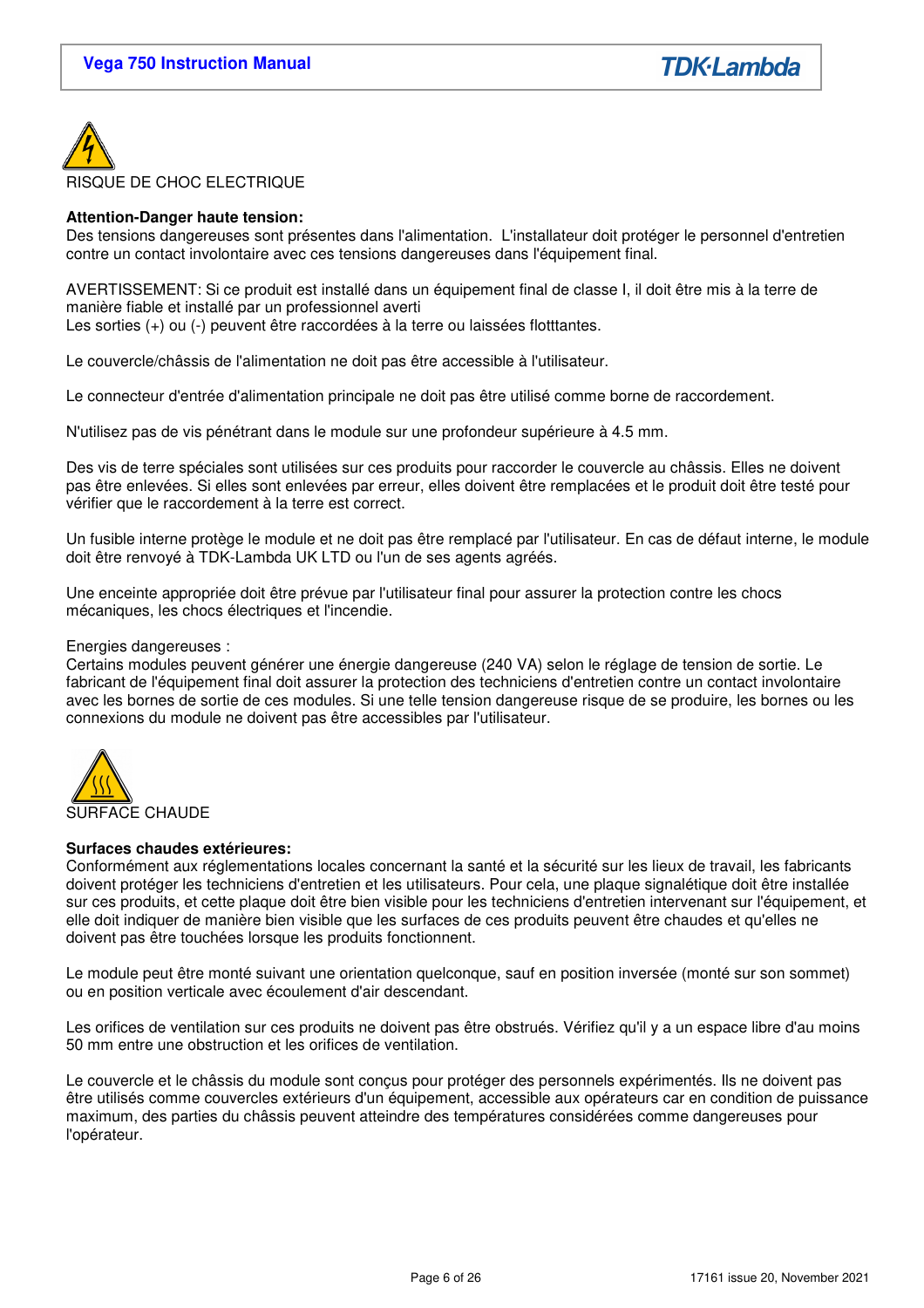RISQUE DE CHOC ELECTRIQUE

**Attention-Danger haute tension:**
Des tensions dangereuses sont présentes dans l'alimentation. L'installateur doit protéger le personnel d'entretien contre un contact involontaire avec ces tensions dangereuses dans l'équipement final.

AVERTISSEMENT: Si ce produit est installé dans un équipement final de classe I, il doit être mis à la terre de manière fiable et installé par un professionnel averti
Les sorties (+) ou (-) peuvent être raccordées à la terre ou laissées flotttantes.

Le couvercle/châssis de l'alimentation ne doit pas être accessible à l'utilisateur.

Le connecteur d'entrée d'alimentation principale ne doit pas être utilisé comme borne de raccordement.

N'utilisez pas de vis pénétrant dans le module sur une profondeur supérieure à 4.5 mm.

Des vis de terre spéciales sont utilisées sur ces produits pour raccorder le couvercle au châssis. Elles ne doivent pas être enlevées. Si elles sont enlevées par erreur, elles doivent être remplacées et le produit doit être testé pour vérifier que le raccordement à la terre est correct.

Un fusible interne protège le module et ne doit pas être remplacé par l'utilisateur. En cas de défaut interne, le module doit être renvoyé à TDK-Lambda UK LTD ou l'un de ses agents agréés.

Une enceinte appropriée doit être prévue par l'utilisateur final pour assurer la protection contre les chocs mécaniques, les chocs électriques et l'incendie.

Energies dangereuses :
Certains modules peuvent générer une énergie dangereuse (240 VA) selon le réglage de tension de sortie. Le fabricant de l'équipement final doit assurer la protection des techniciens d'entretien contre un contact involontaire avec les bornes de sortie de ces modules. Si une telle tension dangereuse risque de se produire, les bornes ou les connexions du module ne doivent pas être accessibles par l'utilisateur.

SURFACE CHAUDE

**Surfaces chaudes extérieures:**
Conformément aux réglementations locales concernant la santé et la sécurité sur les lieux de travail, les fabricants doivent protéger les techniciens d'entretien et les utilisateurs. Pour cela, une plaque signalétique doit être installée sur ces produits, et cette plaque doit être bien visible pour les techniciens d'entretien intervenant sur l'équipement, et elle doit indiquer de manière bien visible que les surfaces de ces produits peuvent être chaudes et qu'elles ne doivent pas être touchées lorsque les produits fonctionnent.

Le module peut être monté suivant une orientation quelconque, sauf en position inversée (monté sur son sommet) ou en position verticale avec écoulement d'air descendant.

Les orifices de ventilation sur ces produits ne doivent pas être obstrués. Vérifiez qu'il y a un espace libre d'au moins 50 mm entre une obstruction et les orifices de ventilation.

Le couvercle et le châssis du module sont conçus pour protéger des personnels expérimentés. Ils ne doivent pas être utilisés comme couvercles extérieurs d'un équipement, accessible aux opérateurs car en condition de puissance maximum, des parties du châssis peuvent atteindre des températures considérées comme dangereuses pour l'opérateur.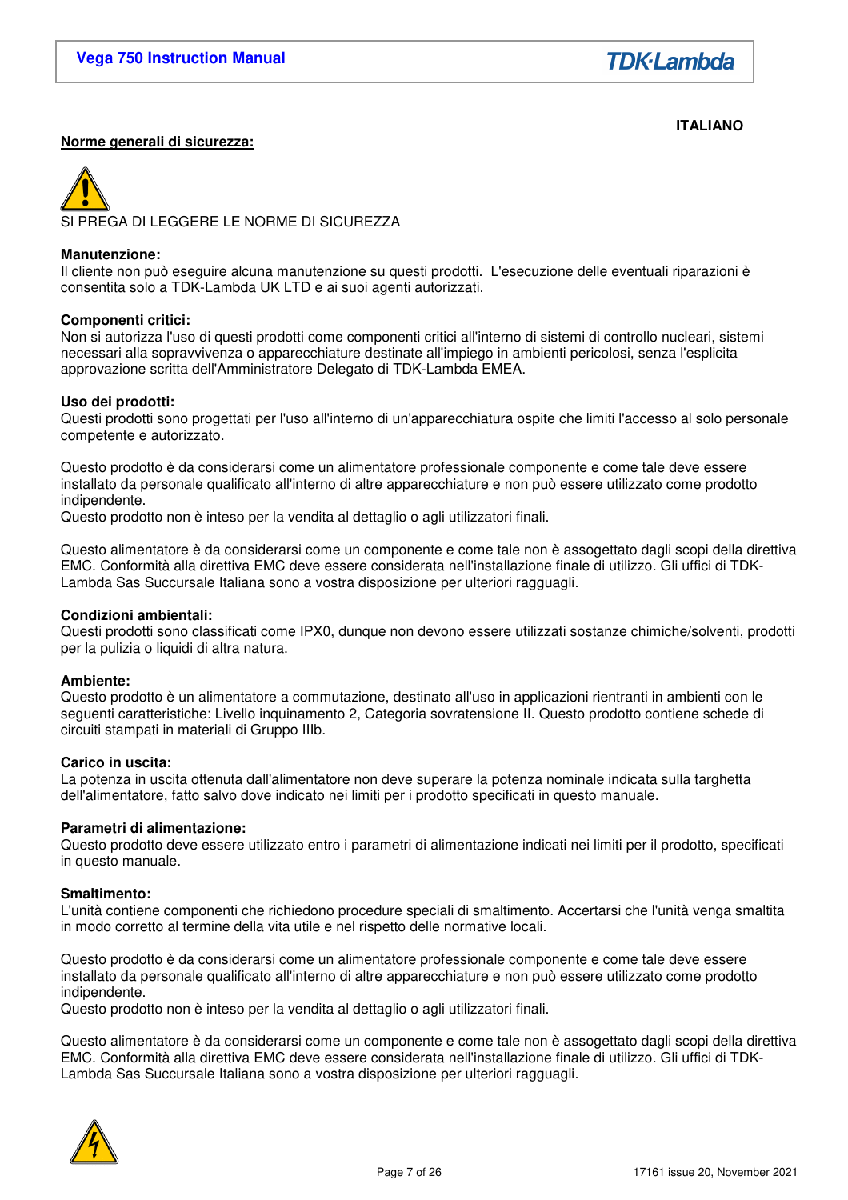ITALIANO

## Norme generali di sicurezza:

SI PREGA DI LEGGERE LE NORME DI SICUREZZA

**Manutenzione:**
Il cliente non può eseguire alcuna manutenzione su questi prodotti. L'esecuzione delle eventuali riparazioni è consentita solo a TDK-Lambda UK LTD e ai suoi agenti autorizzati.

**Componenti critici:**
Non si autorizza l'uso di questi prodotti come componenti critici all'interno di sistemi di controllo nucleari, sistemi necessari alla sopravvivenza o apparecchiature destinate all'impiego in ambienti pericolosi, senza l'esplicita approvazione scritta dell'Amministratore Delegato di TDK-Lambda EMEA.

**Uso dei prodotti:**
Questi prodotti sono progettati per l'uso all'interno di un'apparecchiatura ospite che limiti l'accesso al solo personale competente e autorizzato.

Questo prodotto è da considerarsi come un alimentatore professionale componente e come tale deve essere installato da personale qualificato all'interno di altre apparecchiature e non può essere utilizzato come prodotto indipendente.
Questo prodotto non è inteso per la vendita al dettaglio o agli utilizzatori finali.

Questo alimentatore è da considerarsi come un componente e come tale non è assoggettato dagli scopi della direttiva EMC. Conformità alla direttiva EMC deve essere considerata nell'installazione finale di utilizzo. Gli uffici di TDK-Lambda Sas Succursale Italiana sono a vostra disposizione per ulteriori ragguagli.

**Condizioni ambientali:**
Questi prodotti sono classificati come IPX0, dunque non devono essere utilizzati sostanze chimiche/solventi, prodotti per la pulizia o liquidi di altra natura.

**Ambiente:**
Questo prodotto è un alimentatore a commutazione, destinato all'uso in applicazioni rientranti in ambienti con le seguenti caratteristiche: Livello inquinamento 2, Categoria sovratensione II. Questo prodotto contiene schede di circuiti stampati in materiali di Gruppo IIIb.

**Carico in uscita:**
La potenza in uscita ottenuta dall'alimentatore non deve superare la potenza nominale indicata sulla targhetta dell'alimentatore, fatto salvo dove indicato nei limiti per i prodotto specificati in questo manuale.

**Parametri di alimentazione:**
Questo prodotto deve essere utilizzato entro i parametri di alimentazione indicati nei limiti per il prodotto, specificati in questo manuale.

**Smaltimento:**
L'unità contiene componenti che richiedono procedure speciali di smaltimento. Accertarsi che l'unità venga smaltita in modo corretto al termine della vita utile e nel rispetto delle normative locali.

Questo prodotto è da considerarsi come un alimentatore professionale componente e come tale deve essere installato da personale qualificato all'interno di altre apparecchiature e non può essere utilizzato come prodotto indipendente.
Questo prodotto non è inteso per la vendita al dettaglio o agli utilizzatori finali.

Questo alimentatore è da considerarsi come un componente e come tale non è assoggettato dagli scopi della direttiva EMC. Conformità alla direttiva EMC deve essere considerata nell'installazione finale di utilizzo. Gli uffici di TDK-Lambda Sas Succursale Italiana sono a vostra disposizione per ulteriori ragguagli.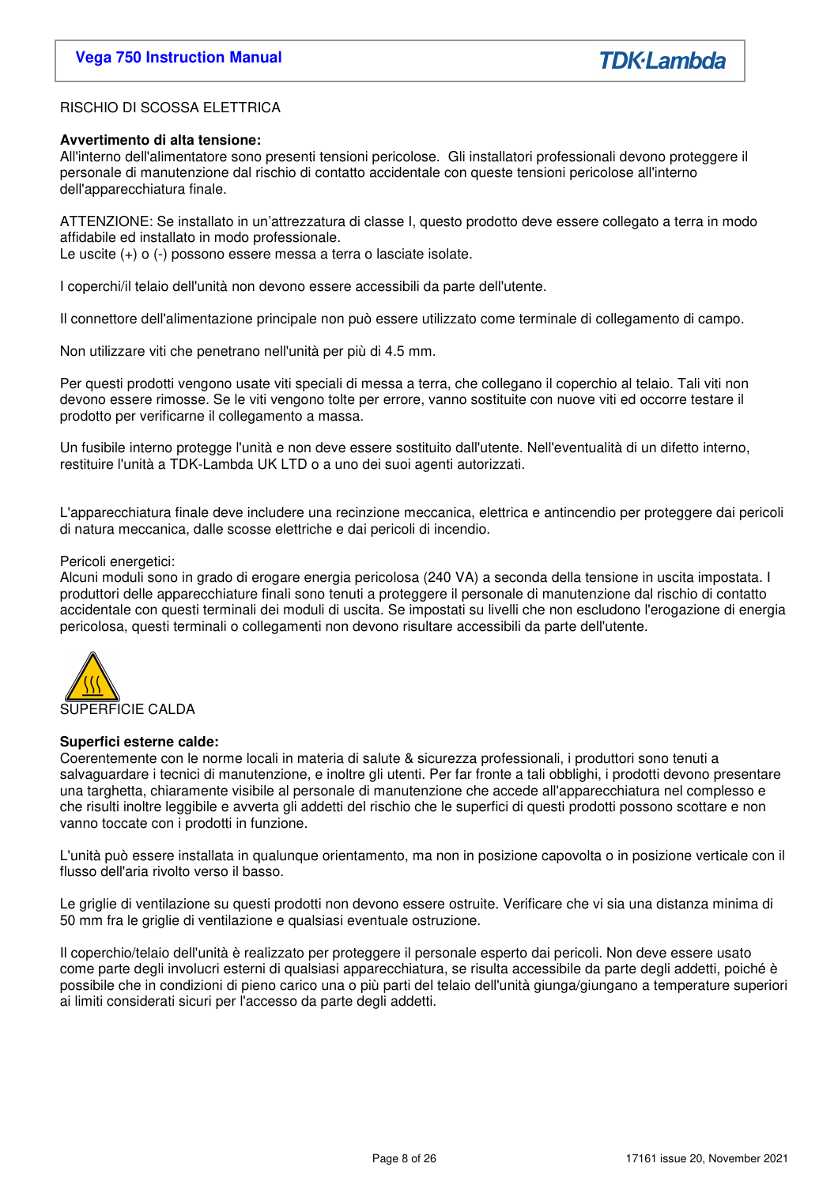RISCHIO DI SCOSSA ELETTRICA

**Avvertimento di alta tensione:**
All'interno dell'alimentatore sono presenti tensioni pericolose. Gli installatori professionali devono proteggere il personale di manutenzione dal rischio di contatto accidentale con queste tensioni pericolose all'interno dell'apparecchiatura finale.

ATTENZIONE: Se installato in un'attrezzatura di classe I, questo prodotto deve essere collegato a terra in modo affidabile ed installato in modo professionale.
Le uscite (+) o (-) possono essere messa a terra o lasciate isolate.

I coperchi/il telaio dell'unità non devono essere accessibili da parte dell'utente.

Il connettore dell'alimentazione principale non può essere utilizzato come terminale di collegamento di campo.

Non utilizzare viti che penetrano nell'unità per più di 4.5 mm.

Per questi prodotti vengono usate viti speciali di messa a terra, che collegano il coperchio al telaio. Tali viti non devono essere rimosse. Se le viti vengono tolte per errore, vanno sostituite con nuove viti ed occorre testare il prodotto per verificarne il collegamento a massa.

Un fusibile interno protegge l'unità e non deve essere sostituito dall'utente. Nell'eventualità di un difetto interno, restituire l'unità a TDK-Lambda UK LTD o a uno dei suoi agenti autorizzati.

L'apparecchiatura finale deve includere una recinzione meccanica, elettrica e antincendio per proteggere dai pericoli di natura meccanica, dalle scosse elettriche e dai pericoli di incendio.

Pericoli energetici:
Alcuni moduli sono in grado di erogare energia pericolosa (240 VA) a seconda della tensione in uscita impostata. I produttori delle apparecchiature finali sono tenuti a proteggere il personale di manutenzione dal rischio di contatto accidentale con questi terminali dei moduli di uscita. Se impostati su livelli che non escludono l'erogazione di energia pericolosa, questi terminali o collegamenti non devono risultare accessibili da parte dell'utente.

SUPERFICIE CALDA

**Superfici esterne calde:**
Coerentemente con le norme locali in materia di salute & sicurezza professionali, i produttori sono tenuti a salvaguardare i tecnici di manutenzione, e inoltre gli utenti. Per far fronte a tali obblighi, i prodotti devono presentare una targhetta, chiaramente visibile al personale di manutenzione che accede all'apparecchiatura nel complesso e che risulti inoltre leggibile e avverta gli addetti del rischio che le superfici di questi prodotti possono scottare e non vanno toccate con i prodotti in funzione.

L'unità può essere installata in qualunque orientamento, ma non in posizione capovolta o in posizione verticale con il flusso dell'aria rivolto verso il basso.

Le griglie di ventilazione su questi prodotti non devono essere ostruite. Verificare che vi sia una distanza minima di 50 mm fra le griglie di ventilazione e qualsiasi eventuale ostruzione.

Il coperchio/telaio dell'unità è realizzato per proteggere il personale esperto dai pericoli. Non deve essere usato come parte degli involucri esterni di qualsiasi apparecchiatura, se risulta accessibile da parte degli addetti, poiché è possibile che in condizioni di pieno carico una o più parti del telaio dell'unità giunga/giungano a temperature superiori ai limiti considerati sicuri per l'accesso da parte degli addetti.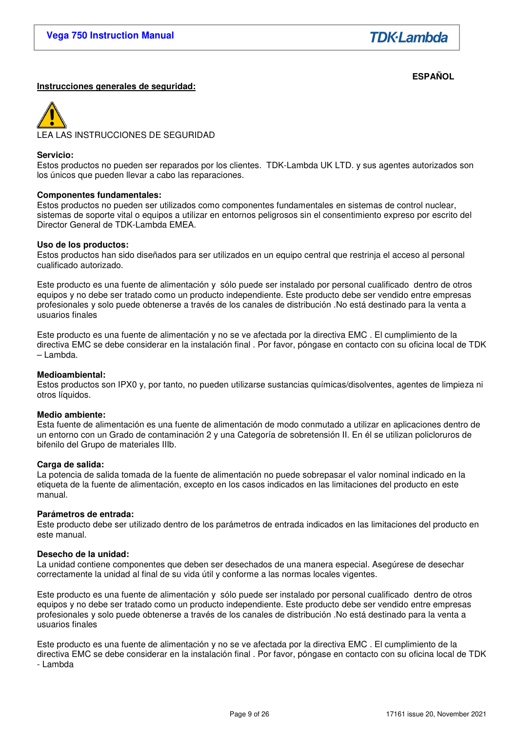**ESPAÑOL**

## Instrucciones generales de seguridad:

LEA LAS INSTRUCCIONES DE SEGURIDAD

**Servicio:**
Estos productos no pueden ser reparados por los clientes. TDK-Lambda UK LTD. y sus agentes autorizados son los únicos que pueden llevar a cabo las reparaciones.

**Componentes fundamentales:**
Estos productos no pueden ser utilizados como componentes fundamentales en sistemas de control nuclear, sistemas de soporte vital o equipos a utilizar en entornos peligrosos sin el consentimiento expreso por escrito del Director General de TDK-Lambda EMEA.

**Uso de los productos:**
Estos productos han sido diseñados para ser utilizados en un equipo central que restrinja el acceso al personal cualificado autorizado.

Este producto es una fuente de alimentación y sólo puede ser instalado por personal cualificado dentro de otros equipos y no debe ser tratado como un producto independiente. Este producto debe ser vendido entre empresas profesionales y solo puede obtenerse a través de los canales de distribución .No está destinado para la venta a usuarios finales

Este producto es una fuente de alimentación y no se ve afectada por la directiva EMC . El cumplimiento de la directiva EMC se debe considerar en la instalación final . Por favor, póngase en contacto con su oficina local de TDK – Lambda.

**Medioambiental:**
Estos productos son IPX0 y, por tanto, no pueden utilizarse sustancias químicas/disolventes, agentes de limpieza ni otros líquidos.

**Medio ambiente:**
Esta fuente de alimentación es una fuente de alimentación de modo conmutado a utilizar en aplicaciones dentro de un entorno con un Grado de contaminación 2 y una Categoría de sobretensión II. En él se utilizan policloruros de bifenilo del Grupo de materiales IIIb.

**Carga de salida:**
La potencia de salida tomada de la fuente de alimentación no puede sobrepasar el valor nominal indicado en la etiqueta de la fuente de alimentación, excepto en los casos indicados en las limitaciones del producto en este manual.

**Parámetros de entrada:**
Este producto debe ser utilizado dentro de los parámetros de entrada indicados en las limitaciones del producto en este manual.

**Desecho de la unidad:**
La unidad contiene componentes que deben ser desechados de una manera especial. Asegúrese de desechar correctamente la unidad al final de su vida útil y conforme a las normas locales vigentes.

Este producto es una fuente de alimentación y sólo puede ser instalado por personal cualificado dentro de otros equipos y no debe ser tratado como un producto independiente. Este producto debe ser vendido entre empresas profesionales y solo puede obtenerse a través de los canales de distribución .No está destinado para la venta a usuarios finales

Este producto es una fuente de alimentación y no se ve afectada por la directiva EMC . El cumplimiento de la directiva EMC se debe considerar en la instalación final . Por favor, póngase en contacto con su oficina local de TDK - Lambda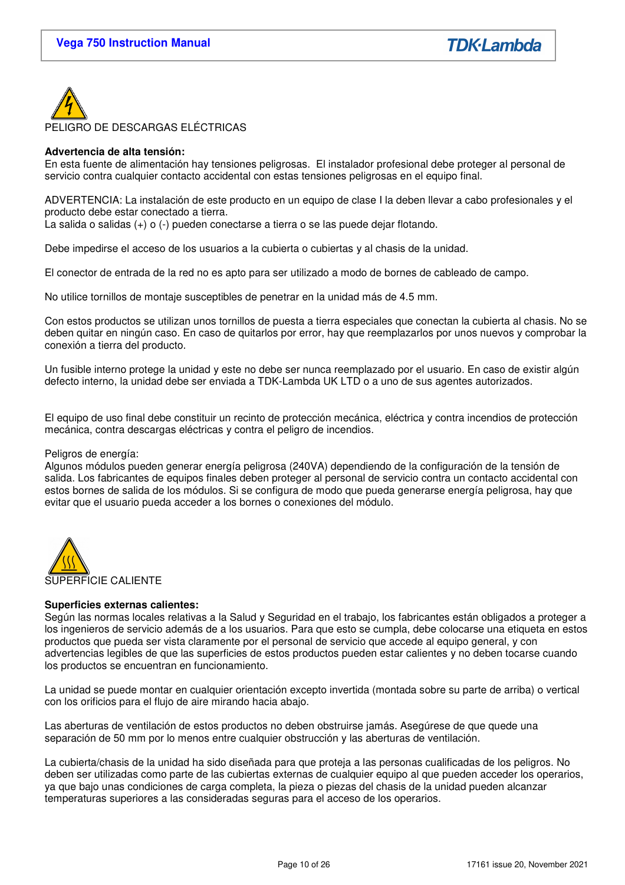PELIGRO DE DESCARGAS ELÉCTRICAS

**Advertencia de alta tensión:**
En esta fuente de alimentación hay tensiones peligrosas. El instalador profesional debe proteger al personal de servicio contra cualquier contacto accidental con estas tensiones peligrosas en el equipo final.

ADVERTENCIA: La instalación de este producto en un equipo de clase I la deben llevar a cabo profesionales y el producto debe estar conectado a tierra.
La salida o salidas (+) o (-) pueden conectarse a tierra o se las puede dejar flotando.

Debe impedirse el acceso de los usuarios a la cubierta o cubiertas y al chasis de la unidad.

El conector de entrada de la red no es apto para ser utilizado a modo de bornes de cableado de campo.

No utilice tornillos de montaje susceptibles de penetrar en la unidad más de 4.5 mm.

Con estos productos se utilizan unos tornillos de puesta a tierra especiales que conectan la cubierta al chasis. No se deben quitar en ningún caso. En caso de quitarlos por error, hay que reemplazarlos por unos nuevos y comprobar la conexión a tierra del producto.

Un fusible interno protege la unidad y este no debe ser nunca reemplazado por el usuario. En caso de existir algún defecto interno, la unidad debe ser enviada a TDK-Lambda UK LTD o a uno de sus agentes autorizados.

El equipo de uso final debe constituir un recinto de protección mecánica, eléctrica y contra incendios de protección mecánica, contra descargas eléctricas y contra el peligro de incendios.

Peligros de energía:
Algunos módulos pueden generar energía peligrosa (240VA) dependiendo de la configuración de la tensión de salida. Los fabricantes de equipos finales deben proteger al personal de servicio contra un contacto accidental con estos bornes de salida de los módulos. Si se configura de modo que pueda generarse energía peligrosa, hay que evitar que el usuario pueda acceder a los bornes o conexiones del módulo.

SUPERFICIE CALIENTE

**Superficies externas calientes:**
Según las normas locales relativas a la Salud y Seguridad en el trabajo, los fabricantes están obligados a proteger a los ingenieros de servicio además de a los usuarios. Para que esto se cumpla, debe colocarse una etiqueta en estos productos que pueda ser vista claramente por el personal de servicio que accede al equipo general, y con advertencias legibles de que las superficies de estos productos pueden estar calientes y no deben tocarse cuando los productos se encuentran en funcionamiento.

La unidad se puede montar en cualquier orientación excepto invertida (montada sobre su parte de arriba) o vertical con los orificios para el flujo de aire mirando hacia abajo.

Las aberturas de ventilación de estos productos no deben obstruirse jamás. Asegúrese de que quede una separación de 50 mm por lo menos entre cualquier obstrucción y las aberturas de ventilación.

La cubierta/chasis de la unidad ha sido diseñada para que proteja a las personas cualificadas de los peligros. No deben ser utilizadas como parte de las cubiertas externas de cualquier equipo al que pueden acceder los operarios, ya que bajo unas condiciones de carga completa, la pieza o piezas del chasis de la unidad pueden alcanzar temperaturas superiores a las consideradas seguras para el acceso de los operarios.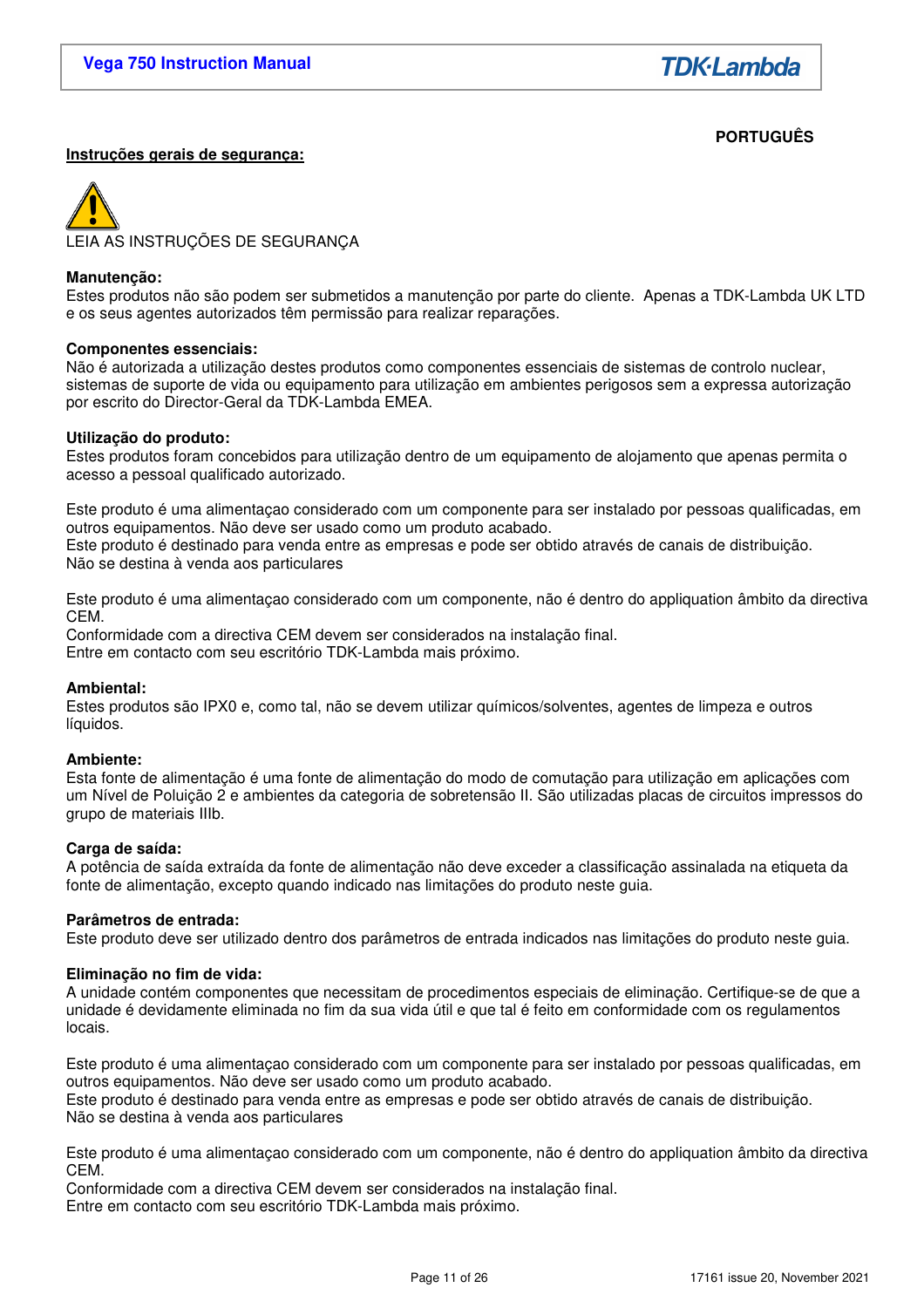**PORTUGUÊS**

**Instruções gerais de segurança:**

LEIA AS INSTRUÇÕES DE SEGURANÇA

**Manutenção:**
Estes produtos não são podem ser submetidos a manutenção por parte do cliente. Apenas a TDK-Lambda UK LTD e os seus agentes autorizados têm permissão para realizar reparações.

**Componentes essenciais:**
Não é autorizada a utilização destes produtos como componentes essenciais de sistemas de controlo nuclear, sistemas de suporte de vida ou equipamento para utilização em ambientes perigosos sem a expressa autorização por escrito do Director-Geral da TDK-Lambda EMEA.

**Utilização do produto:**
Estes produtos foram concebidos para utilização dentro de um equipamento de alojamento que apenas permita o acesso a pessoal qualificado autorizado.

Este produto é uma alimentaçao considerado com um componente para ser instalado por pessoas qualificadas, em outros equipamentos. Não deve ser usado como um produto acabado.
Este produto é destinado para venda entre as empresas e pode ser obtido através de canais de distribuição.
Não se destina à venda aos particulares

Este produto é uma alimentaçao considerado com um componente, não é dentro do appliquation âmbito da directiva CEM.
Conformidade com a directiva CEM devem ser considerados na instalação final.
Entre em contacto com seu escritório TDK-Lambda mais próximo.

**Ambiental:**
Estes produtos são IPX0 e, como tal, não se devem utilizar químicos/solventes, agentes de limpeza e outros líquidos.

**Ambiente:**
Esta fonte de alimentação é uma fonte de alimentação do modo de comutação para utilização em aplicações com um Nível de Poluição 2 e ambientes da categoria de sobretensão II. São utilizadas placas de circuitos impressos do grupo de materiais IIIb.

**Carga de saída:**
A potência de saída extraída da fonte de alimentação não deve exceder a classificação assinalada na etiqueta da fonte de alimentação, excepto quando indicado nas limitações do produto neste guia.

**Parâmetros de entrada:**
Este produto deve ser utilizado dentro dos parâmetros de entrada indicados nas limitações do produto neste guia.

**Eliminação no fim de vida:**
A unidade contém componentes que necessitam de procedimentos especiais de eliminação. Certifique-se de que a unidade é devidamente eliminada no fim da sua vida útil e que tal é feito em conformidade com os regulamentos locais.

Este produto é uma alimentaçao considerado com um componente para ser instalado por pessoas qualificadas, em outros equipamentos. Não deve ser usado como um produto acabado.
Este produto é destinado para venda entre as empresas e pode ser obtido através de canais de distribuição.
Não se destina à venda aos particulares

Este produto é uma alimentaçao considerado com um componente, não é dentro do appliquation âmbito da directiva CEM.
Conformidade com a directiva CEM devem ser considerados na instalação final.
Entre em contacto com seu escritório TDK-Lambda mais próximo.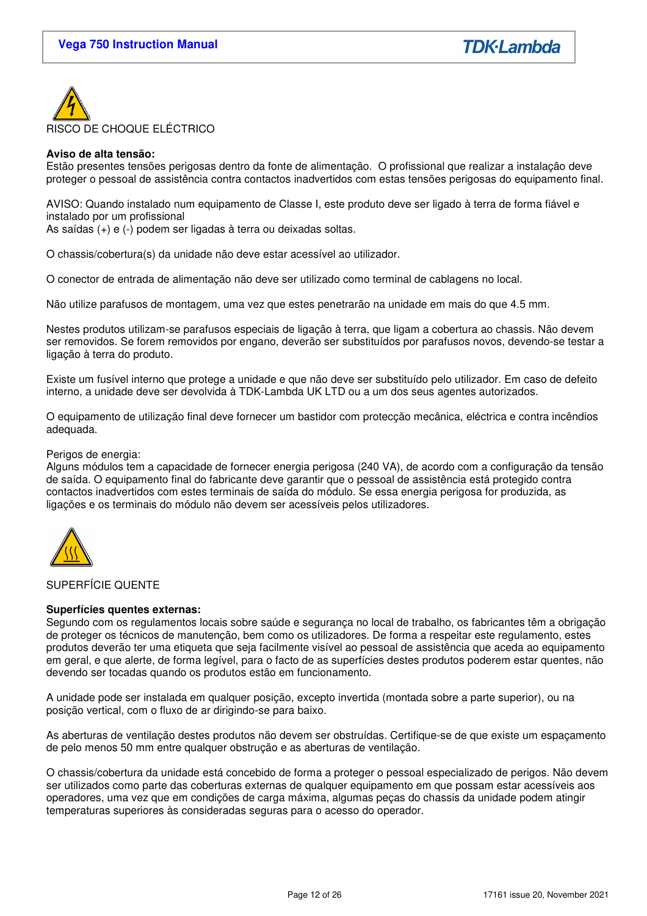RISCO DE CHOQUE ELÉCTRICO

**Aviso de alta tensão:**
Estão presentes tensões perigosas dentro da fonte de alimentação. O profissional que realizar a instalação deve proteger o pessoal de assistência contra contactos inadvertidos com estas tensões perigosas do equipamento final.

AVISO: Quando instalado num equipamento de Classe I, este produto deve ser ligado à terra de forma fiável e instalado por um profissional
As saídas (+) e (-) podem ser ligadas à terra ou deixadas soltas.

O chassis/cobertura(s) da unidade não deve estar acessível ao utilizador.

O conector de entrada de alimentação não deve ser utilizado como terminal de cablagens no local.

Não utilize parafusos de montagem, uma vez que estes penetrarão na unidade em mais do que 4.5 mm.

Nestes produtos utilizam-se parafusos especiais de ligação à terra, que ligam a cobertura ao chassis. Não devem ser removidos. Se forem removidos por engano, deverão ser substituídos por parafusos novos, devendo-se testar a ligação à terra do produto.

Existe um fusível interno que protege a unidade e que não deve ser substituído pelo utilizador. Em caso de defeito interno, a unidade deve ser devolvida à TDK-Lambda UK LTD ou a um dos seus agentes autorizados.

O equipamento de utilização final deve fornecer um bastidor com protecção mecânica, eléctrica e contra incêndios adequada.

Perigos de energia:
Alguns módulos tem a capacidade de fornecer energia perigosa (240 VA), de acordo com a configuração da tensão de saída. O equipamento final do fabricante deve garantir que o pessoal de assistência está protegido contra contactos inadvertidos com estes terminais de saída do módulo. Se essa energia perigosa for produzida, as ligações e os terminais do módulo não devem ser acessíveis pelos utilizadores.

SUPERFÍCIE QUENTE

**Superfícies quentes externas:**
Segundo com os regulamentos locais sobre saúde e segurança no local de trabalho, os fabricantes têm a obrigação de proteger os técnicos de manutenção, bem como os utilizadores. De forma a respeitar este regulamento, estes produtos deverão ter uma etiqueta que seja facilmente visível ao pessoal de assistência que aceda ao equipamento em geral, e que alerte, de forma legível, para o facto de as superfícies destes produtos poderem estar quentes, não devendo ser tocadas quando os produtos estão em funcionamento.

A unidade pode ser instalada em qualquer posição, excepto invertida (montada sobre a parte superior), ou na posição vertical, com o fluxo de ar dirigindo-se para baixo.

As aberturas de ventilação destes produtos não devem ser obstruídas. Certifique-se de que existe um espaçamento de pelo menos 50 mm entre qualquer obstrução e as aberturas de ventilação.

O chassis/cobertura da unidade está concebido de forma a proteger o pessoal especializado de perigos. Não devem ser utilizados como parte das coberturas externas de qualquer equipamento em que possam estar acessíveis aos operadores, uma vez que em condições de carga máxima, algumas peças do chassis da unidade podem atingir temperaturas superiores às consideradas seguras para o acesso do operador.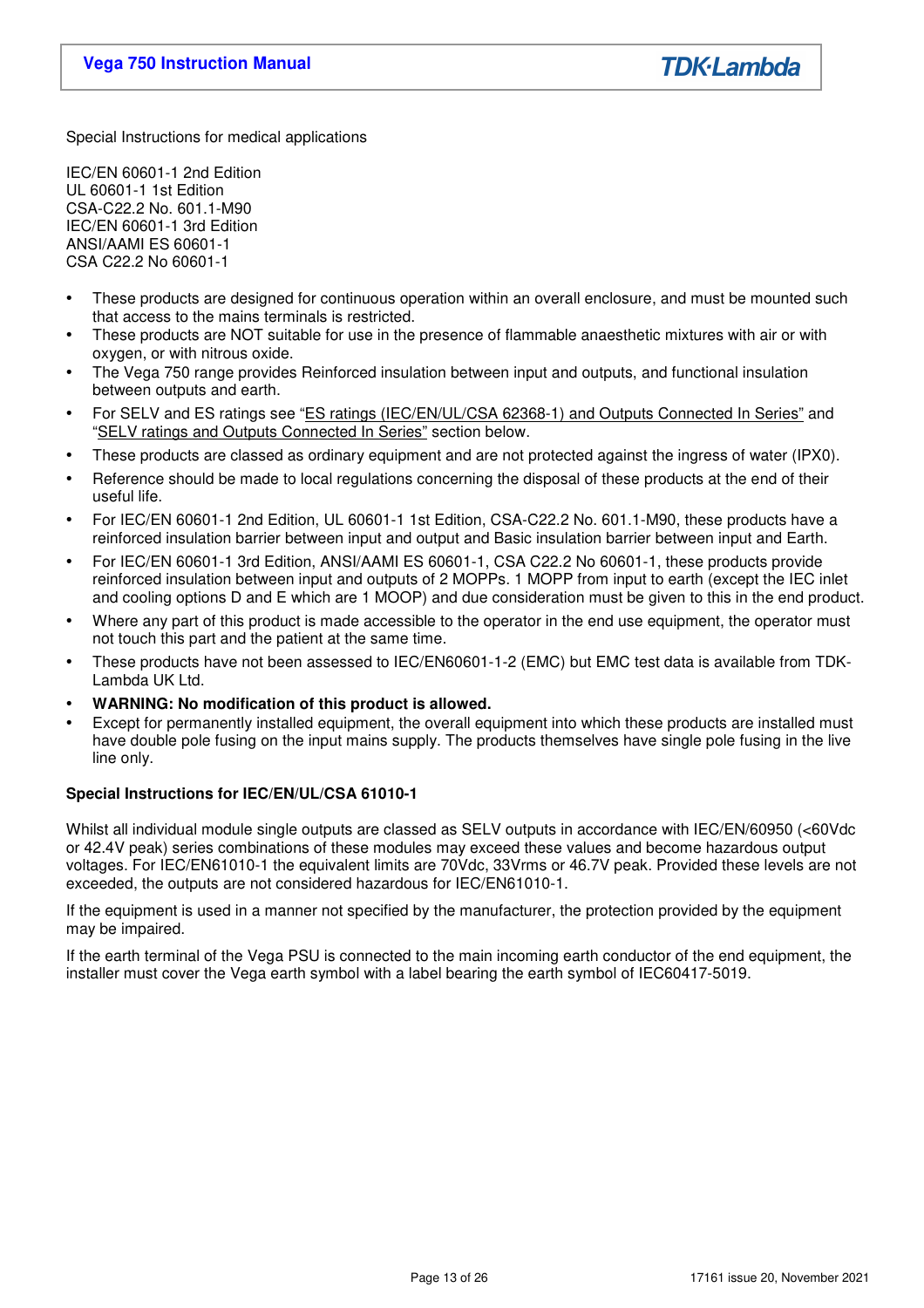Special Instructions for medical applications

IEC/EN 60601-1 2nd Edition
UL 60601-1 1st Edition
CSA-C22.2 No. 601.1-M90
IEC/EN 60601-1 3rd Edition
ANSI/AAMI ES 60601-1
CSA C22.2 No 60601-1

- These products are designed for continuous operation within an overall enclosure, and must be mounted such that access to the mains terminals is restricted.
- These products are NOT suitable for use in the presence of flammable anaesthetic mixtures with air or with oxygen, or with nitrous oxide.
- The Vega 750 range provides Reinforced insulation between input and outputs, and functional insulation between outputs and earth.
- For SELV and ES ratings see "ES ratings (IEC/EN/UL/CSA 62368-1) and Outputs Connected In Series" and "SELV ratings and Outputs Connected In Series" section below.
- These products are classed as ordinary equipment and are not protected against the ingress of water (IPX0).
- Reference should be made to local regulations concerning the disposal of these products at the end of their useful life.
- For IEC/EN 60601-1 2nd Edition, UL 60601-1 1st Edition, CSA-C22.2 No. 601.1-M90, these products have a reinforced insulation barrier between input and output and Basic insulation barrier between input and Earth.
- For IEC/EN 60601-1 3rd Edition, ANSI/AAMI ES 60601-1, CSA C22.2 No 60601-1, these products provide reinforced insulation between input and outputs of 2 MOPPs. 1 MOPP from input to earth (except the IEC inlet and cooling options D and E which are 1 MOOP) and due consideration must be given to this in the end product.
- Where any part of this product is made accessible to the operator in the end use equipment, the operator must not touch this part and the patient at the same time.
- These products have not been assessed to IEC/EN60601-1-2 (EMC) but EMC test data is available from TDK-Lambda UK Ltd.
- **WARNING: No modification of this product is allowed.**
- Except for permanently installed equipment, the overall equipment into which these products are installed must have double pole fusing on the input mains supply. The products themselves have single pole fusing in the live line only.

**Special Instructions for IEC/EN/UL/CSA 61010-1**

Whilst all individual module single outputs are classed as SELV outputs in accordance with IEC/EN/60950 (<60Vdc or 42.4V peak) series combinations of these modules may exceed these values and become hazardous output voltages. For IEC/EN61010-1 the equivalent limits are 70Vdc, 33Vrms or 46.7V peak. Provided these levels are not exceeded, the outputs are not considered hazardous for IEC/EN61010-1.

If the equipment is used in a manner not specified by the manufacturer, the protection provided by the equipment may be impaired.

If the earth terminal of the Vega PSU is connected to the main incoming earth conductor of the end equipment, the installer must cover the Vega earth symbol with a label bearing the earth symbol of IEC60417-5019.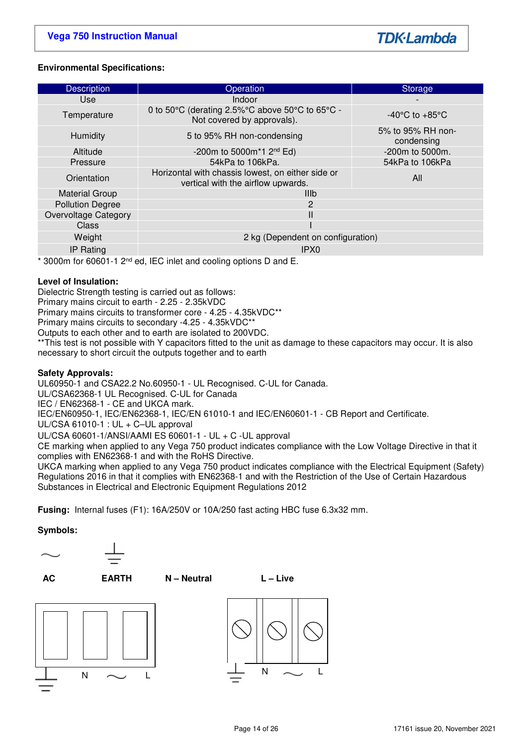**Environmental Specifications:**

| Description | Operation | Storage |
|---|---|---|
| Use | Indoor | - |
| Temperature | 0 to 50°C (derating 2.5%°C above 50°C to 65°C - Not covered by approvals). | -40°C to +85°C |
| Humidity | 5 to 95% RH non-condensing | 5% to 95% RH non-condensing |
| Altitude | -200m to 5000m*1 2nd Ed) | -200m to 5000m. |
| Pressure | 54kPa to 106kPa. | 54kPa to 106kPa |
| Orientation | Horizontal with chassis lowest, on either side or vertical with the airflow upwards. | All |
| Material Group | IIIb | |
| Pollution Degree | 2 | |
| Overvoltage Category | II | |
| Class | I | |
| Weight | 2 kg (Dependent on configuration) | |
| IP Rating | IPX0 | |

* 3000m for 60601-1 2nd ed, IEC inlet and cooling options D and E.

**Level of Insulation:**
Dielectric Strength testing is carried out as follows:
Primary mains circuit to earth - 2.25 - 2.35kVDC
Primary mains circuits to transformer core - 4.25 - 4.35kVDC**
Primary mains circuits to secondary -4.25 - 4.35kVDC**
Outputs to each other and to earth are isolated to 200VDC.
**This test is not possible with Y capacitors fitted to the unit as damage to these capacitors may occur. It is also necessary to short circuit the outputs together and to earth

**Safety Approvals:**
UL60950-1 and CSA22.2 No.60950-1 - UL Recognised. C-UL for Canada.
UL/CSA62368-1 UL Recognised. C-UL for Canada
IEC / EN62368-1 - CE and UKCA mark.
IEC/EN60950-1, IEC/EN62368-1, IEC/EN 61010-1 and IEC/EN60601-1 - CB Report and Certificate.
UL/CSA 61010-1 : UL + C–UL approval
UL/CSA 60601-1/ANSI/AAMI ES 60601-1 - UL + C -UL approval
CE marking when applied to any Vega 750 product indicates compliance with the Low Voltage Directive in that it complies with EN62368-1 and with the RoHS Directive.
UKCA marking when applied to any Vega 750 product indicates compliance with the Electrical Equipment (Safety) Regulations 2016 in that it complies with EN62368-1 and with the Restriction of the Use of Certain Hazardous Substances in Electrical and Electronic Equipment Regulations 2012

**Fusing:** Internal fuses (F1): 16A/250V or 10A/250 fast acting HBC fuse 6.3x32 mm.

**Symbols:**

~ **AC** &nbsp;&nbsp; ⏚ **EARTH** &nbsp;&nbsp; **N – Neutral** &nbsp;&nbsp; **L – Live**

⏚ N ~ L &nbsp;&nbsp;&nbsp;&nbsp; ⏚ N ~ L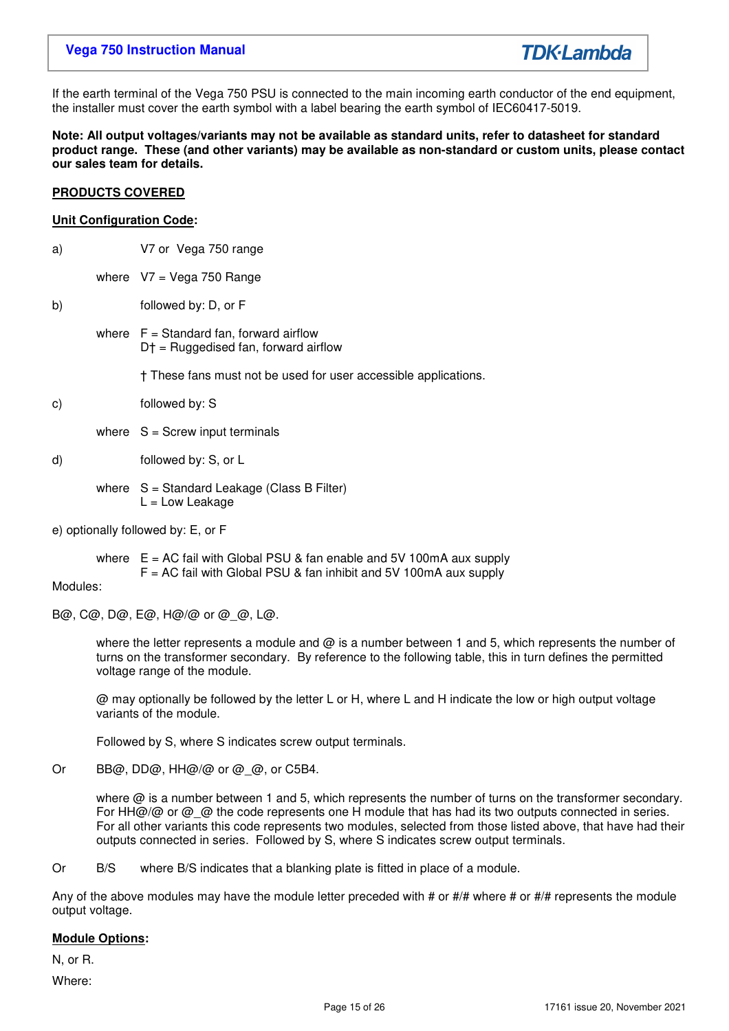If the earth terminal of the Vega 750 PSU is connected to the main incoming earth conductor of the end equipment, the installer must cover the earth symbol with a label bearing the earth symbol of IEC60417-5019.

**Note: All output voltages/variants may not be available as standard units, refer to datasheet for standard product range. These (and other variants) may be available as non-standard or custom units, please contact our sales team for details.**

**PRODUCTS COVERED**

**Unit Configuration Code:**

a) V7 or Vega 750 range

where V7 = Vega 750 Range

b) followed by: D, or F

where F = Standard fan, forward airflow
D† = Ruggedised fan, forward airflow

† These fans must not be used for user accessible applications.

c) followed by: S

where S = Screw input terminals

d) followed by: S, or L

where S = Standard Leakage (Class B Filter)
L = Low Leakage

e) optionally followed by: E, or F

where E = AC fail with Global PSU & fan enable and 5V 100mA aux supply
F = AC fail with Global PSU & fan inhibit and 5V 100mA aux supply

Modules:

B@, C@, D@, E@, H@/@ or @_@, L@.

where the letter represents a module and @ is a number between 1 and 5, which represents the number of turns on the transformer secondary. By reference to the following table, this in turn defines the permitted voltage range of the module.

@ may optionally be followed by the letter L or H, where L and H indicate the low or high output voltage variants of the module.

Followed by S, where S indicates screw output terminals.

Or BB@, DD@, HH@/@ or @_@, or C5B4.

where @ is a number between 1 and 5, which represents the number of turns on the transformer secondary. For HH@/@ or @_@ the code represents one H module that has had its two outputs connected in series. For all other variants this code represents two modules, selected from those listed above, that have had their outputs connected in series. Followed by S, where S indicates screw output terminals.

Or B/S where B/S indicates that a blanking plate is fitted in place of a module.

Any of the above modules may have the module letter preceded with # or #/# where # or #/# represents the module output voltage.

**Module Options:**

N, or R.

Where: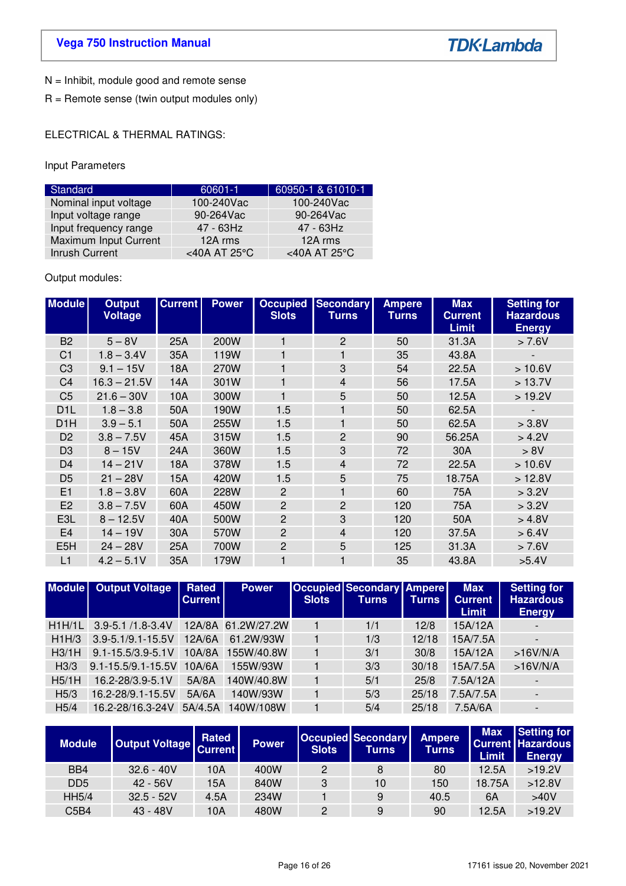N = Inhibit, module good and remote sense

R = Remote sense (twin output modules only)

ELECTRICAL & THERMAL RATINGS:

Input Parameters

| Standard | 60601-1 | 60950-1 & 61010-1 |
|---|---|---|
| Nominal input voltage | 100-240Vac | 100-240Vac |
| Input voltage range | 90-264Vac | 90-264Vac |
| Input frequency range | 47 - 63Hz | 47 - 63Hz |
| Maximum Input Current | 12A rms | 12A rms |
| Inrush Current | <40A AT 25°C | <40A AT 25°C |

Output modules:

| Module | Output Voltage | Current | Power | Occupied Slots | Secondary Turns | Ampere Turns | Max Current Limit | Setting for Hazardous Energy |
|---|---|---|---|---|---|---|---|---|
| B2 | 5 – 8V | 25A | 200W | 1 | 2 | 50 | 31.3A | > 7.6V |
| C1 | 1.8 – 3.4V | 35A | 119W | 1 | 1 | 35 | 43.8A | - |
| C3 | 9.1 – 15V | 18A | 270W | 1 | 3 | 54 | 22.5A | > 10.6V |
| C4 | 16.3 – 21.5V | 14A | 301W | 1 | 4 | 56 | 17.5A | > 13.7V |
| C5 | 21.6 – 30V | 10A | 300W | 1 | 5 | 50 | 12.5A | > 19.2V |
| D1L | 1.8 – 3.8 | 50A | 190W | 1.5 | 1 | 50 | 62.5A | - |
| D1H | 3.9 – 5.1 | 50A | 255W | 1.5 | 1 | 50 | 62.5A | > 3.8V |
| D2 | 3.8 – 7.5V | 45A | 315W | 1.5 | 2 | 90 | 56.25A | > 4.2V |
| D3 | 8 – 15V | 24A | 360W | 1.5 | 3 | 72 | 30A | > 8V |
| D4 | 14 – 21V | 18A | 378W | 1.5 | 4 | 72 | 22.5A | > 10.6V |
| D5 | 21 – 28V | 15A | 420W | 1.5 | 5 | 75 | 18.75A | > 12.8V |
| E1 | 1.8 – 3.8V | 60A | 228W | 2 | 1 | 60 | 75A | > 3.2V |
| E2 | 3.8 – 7.5V | 60A | 450W | 2 | 2 | 120 | 75A | > 3.2V |
| E3L | 8 – 12.5V | 40A | 500W | 2 | 3 | 120 | 50A | > 4.8V |
| E4 | 14 – 19V | 30A | 570W | 2 | 4 | 120 | 37.5A | > 6.4V |
| E5H | 24 – 28V | 25A | 700W | 2 | 5 | 125 | 31.3A | > 7.6V |
| L1 | 4.2 – 5.1V | 35A | 179W | 1 | 1 | 35 | 43.8A | >5.4V |

| Module | Output Voltage | Rated Current | Power | Occupied Slots | Secondary Turns | Ampere Turns | Max Current Limit | Setting for Hazardous Energy |
|---|---|---|---|---|---|---|---|---|
| H1H/1L | 3.9-5.1 /1.8-3.4V | 12A/8A | 61.2W/27.2W | 1 | 1/1 | 12/8 | 15A/12A | - |
| H1H/3 | 3.9-5.1/9.1-15.5V | 12A/6A | 61.2W/93W | 1 | 1/3 | 12/18 | 15A/7.5A | - |
| H3/1H | 9.1-15.5/3.9-5.1V | 10A/8A | 155W/40.8W | 1 | 3/1 | 30/8 | 15A/12A | >16V/N/A |
| H3/3 | 9.1-15.5/9.1-15.5V | 10A/6A | 155W/93W | 1 | 3/3 | 30/18 | 15A/7.5A | >16V/N/A |
| H5/1H | 16.2-28/3.9-5.1V | 5A/8A | 140W/40.8W | 1 | 5/1 | 25/8 | 7.5A/12A | - |
| H5/3 | 16.2-28/9.1-15.5V | 5A/6A | 140W/93W | 1 | 5/3 | 25/18 | 7.5A/7.5A | - |
| H5/4 | 16.2-28/16.3-24V | 5A/4.5A | 140W/108W | 1 | 5/4 | 25/18 | 7.5A/6A | - |

| Module | Output Voltage | Rated Current | Power | Occupied Slots | Secondary Turns | Ampere Turns | Max Current Limit | Setting for Hazardous Energy |
|---|---|---|---|---|---|---|---|---|
| BB4 | 32.6 - 40V | 10A | 400W | 2 | 8 | 80 | 12.5A | >19.2V |
| DD5 | 42 - 56V | 15A | 840W | 3 | 10 | 150 | 18.75A | >12.8V |
| HH5/4 | 32.5 - 52V | 4.5A | 234W | 1 | 9 | 40.5 | 6A | >40V |
| C5B4 | 43 - 48V | 10A | 480W | 2 | 9 | 90 | 12.5A | >19.2V |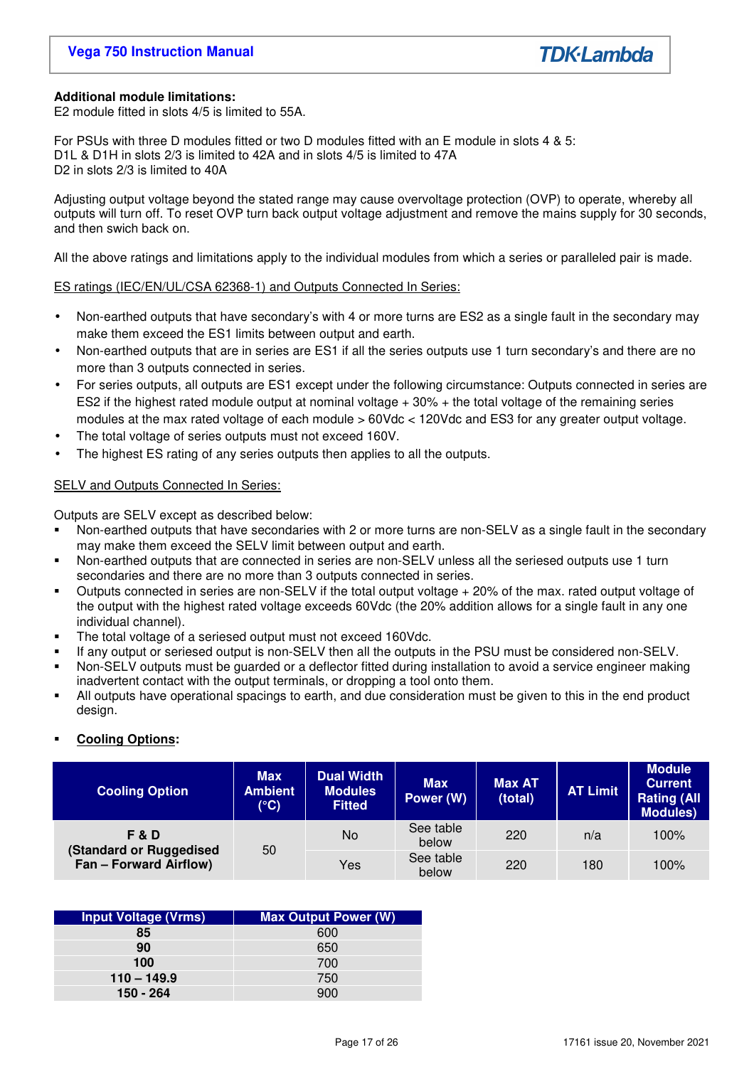**Additional module limitations:**
E2 module fitted in slots 4/5 is limited to 55A.

For PSUs with three D modules fitted or two D modules fitted with an E module in slots 4 & 5:
D1L & D1H in slots 2/3 is limited to 42A and in slots 4/5 is limited to 47A
D2 in slots 2/3 is limited to 40A

Adjusting output voltage beyond the stated range may cause overvoltage protection (OVP) to operate, whereby all outputs will turn off. To reset OVP turn back output voltage adjustment and remove the mains supply for 30 seconds, and then swich back on.

All the above ratings and limitations apply to the individual modules from which a series or paralleled pair is made.

<u>ES ratings (IEC/EN/UL/CSA 62368-1) and Outputs Connected In Series:</u>

- Non-earthed outputs that have secondary's with 4 or more turns are ES2 as a single fault in the secondary may make them exceed the ES1 limits between output and earth.
- Non-earthed outputs that are in series are ES1 if all the series outputs use 1 turn secondary's and there are no more than 3 outputs connected in series.
- For series outputs, all outputs are ES1 except under the following circumstance: Outputs connected in series are ES2 if the highest rated module output at nominal voltage + 30% + the total voltage of the remaining series modules at the max rated voltage of each module > 60Vdc < 120Vdc and ES3 for any greater output voltage.
- The total voltage of series outputs must not exceed 160V.
- The highest ES rating of any series outputs then applies to all the outputs.

<u>SELV and Outputs Connected In Series:</u>

Outputs are SELV except as described below:

- Non-earthed outputs that have secondaries with 2 or more turns are non-SELV as a single fault in the secondary may make them exceed the SELV limit between output and earth.
- Non-earthed outputs that are connected in series are non-SELV unless all the seriesed outputs use 1 turn secondaries and there are no more than 3 outputs connected in series.
- Outputs connected in series are non-SELV if the total output voltage + 20% of the max. rated output voltage of the output with the highest rated voltage exceeds 60Vdc (the 20% addition allows for a single fault in any one individual channel).
- The total voltage of a seriesed output must not exceed 160Vdc.
- If any output or seriesed output is non-SELV then all the outputs in the PSU must be considered non-SELV.
- Non-SELV outputs must be guarded or a deflector fitted during installation to avoid a service engineer making inadvertent contact with the output terminals, or dropping a tool onto them.
- All outputs have operational spacings to earth, and due consideration must be given to this in the end product design.

- **<u>Cooling Options</u>:**

| Cooling Option | Max Ambient (°C) | Dual Width Modules Fitted | Max Power (W) | Max AT (total) | AT Limit | Module Current Rating (All Modules) |
|---|---|---|---|---|---|---|
| **F & D (Standard or Ruggedised Fan – Forward Airflow)** | 50 | No | See table below | 220 | n/a | 100% |
| | | Yes | See table below | 220 | 180 | 100% |

| Input Voltage (Vrms) | Max Output Power (W) |
|---|---|
| **85** | 600 |
| **90** | 650 |
| **100** | 700 |
| **110 – 149.9** | 750 |
| **150 - 264** | 900 |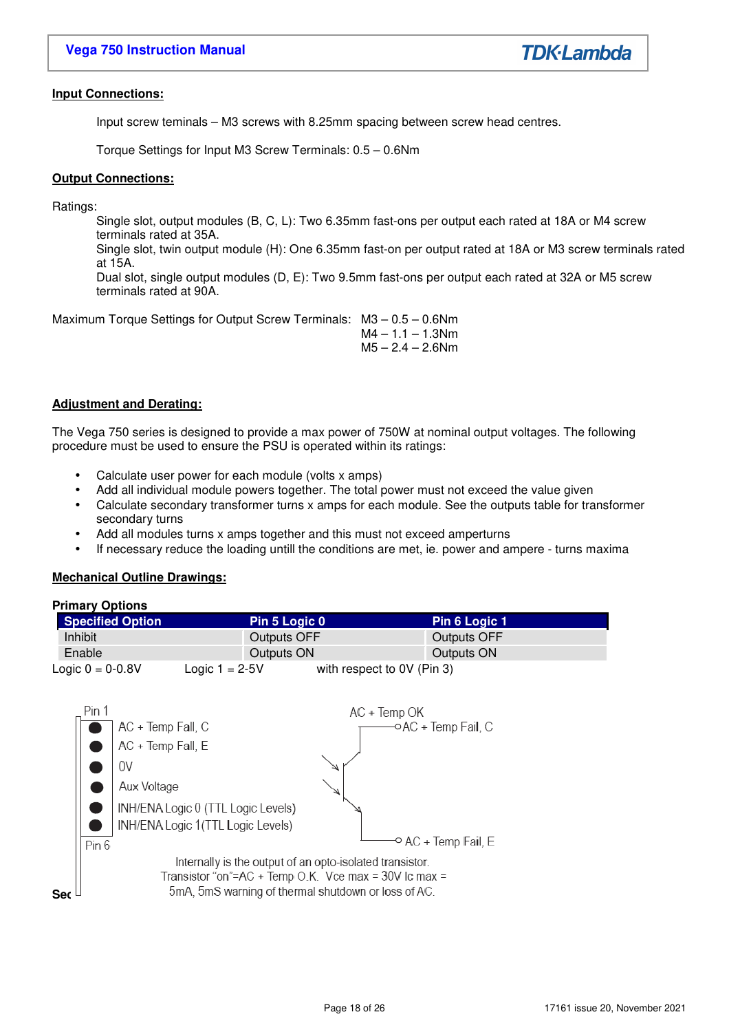## Input Connections:

Input screw teminals – M3 screws with 8.25mm spacing between screw head centres.

Torque Settings for Input M3 Screw Terminals: 0.5 – 0.6Nm

## Output Connections:

Ratings:

Single slot, output modules (B, C, L): Two 6.35mm fast-ons per output each rated at 18A or M4 screw terminals rated at 35A.
Single slot, twin output module (H): One 6.35mm fast-on per output rated at 18A or M3 screw terminals rated at 15A.
Dual slot, single output modules (D, E): Two 9.5mm fast-ons per output each rated at 32A or M5 screw terminals rated at 90A.

Maximum Torque Settings for Output Screw Terminals: M3 – 0.5 – 0.6Nm
M4 – 1.1 – 1.3Nm
M5 – 2.4 – 2.6Nm

## Adjustment and Derating:

The Vega 750 series is designed to provide a max power of 750W at nominal output voltages. The following procedure must be used to ensure the PSU is operated within its ratings:

- Calculate user power for each module (volts x amps)
- Add all individual module powers together. The total power must not exceed the value given
- Calculate secondary transformer turns x amps for each module. See the outputs table for transformer secondary turns
- Add all modules turns x amps together and this must not exceed amperturns
- If necessary reduce the loading untill the conditions are met, ie. power and ampere - turns maxima

## Mechanical Outline Drawings:

### Primary Options

| Specified Option | Pin 5 Logic 0 | Pin 6 Logic 1 |
|---|---|---|
| Inhibit | Outputs OFF | Outputs OFF |
| Enable | Outputs ON | Outputs ON |

Logic 0 = 0-0.8V   Logic 1 = 2-5V   with respect to 0V (Pin 3)

Pin 1
- AC + Temp Fail, C
- AC + Temp Fail, E
- 0V
- Aux Voltage
- INH/ENA Logic 0 (TTL Logic Levels)
- INH/ENA Logic 1(TTL Logic Levels)

Pin 6

AC + Temp OK
AC + Temp Fail, C
AC + Temp Fail, E

Internally is the output of an opto-isolated transistor.
Transistor "on"=AC + Temp O.K. Vce max = 30V Ic max = 5mA, 5mS warning of thermal shutdown or loss of AC.

Sec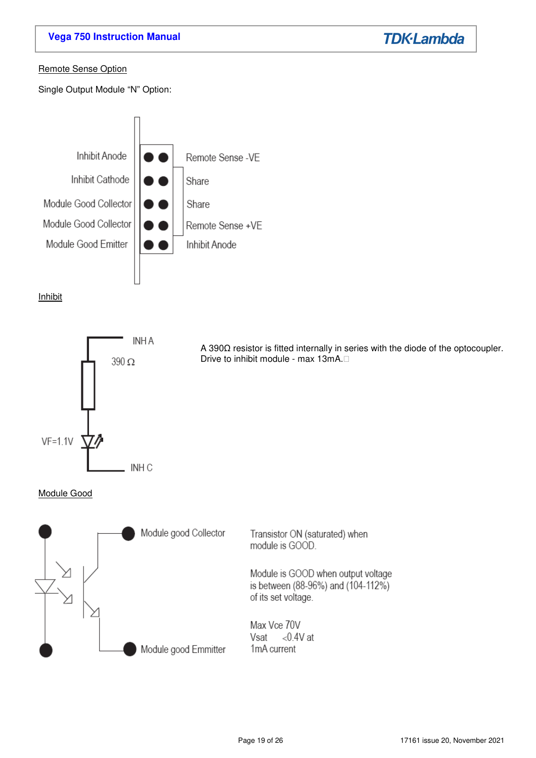Remote Sense Option

Single Output Module "N" Option:

| Left pin | Right pin |
| --- | --- |
| Inhibit Anode | Remote Sense -VE |
| Inhibit Cathode | Share |
| Module Good Collector | Share |
| Module Good Collector | Remote Sense +VE |
| Module Good Emitter | Inhibit Anode |

Inhibit

INH A

390 Ω

VF=1.1V

INH C

A 390Ω resistor is fitted internally in series with the diode of the optocoupler. Drive to inhibit module - max 13mA.

Module Good

Module good Collector

Module good Emmitter

Transistor ON (saturated) when module is GOOD.

Module is GOOD when output voltage is between (88-96%) and (104-112%) of its set voltage.

Max Vce 70V
Vsat <0.4V at 1mA current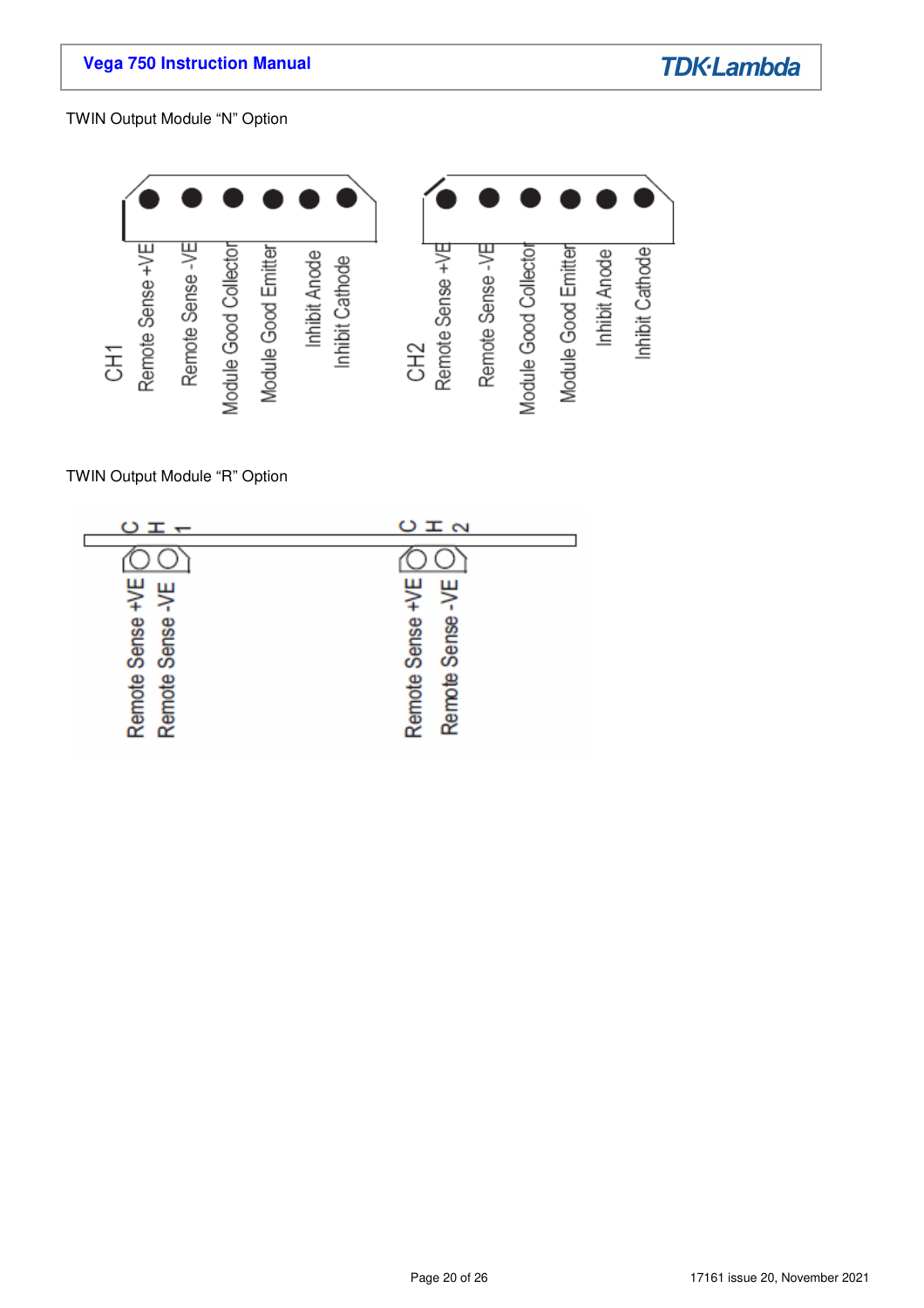TWIN Output Module "N" Option

CH1
- Remote Sense +VE
- Remote Sense -VE
- Module Good Collector
- Module Good Emitter
- Inhibit Anode
- Inhibit Cathode

CH2
- Remote Sense +VE
- Remote Sense -VE
- Module Good Collector
- Module Good Emitter
- Inhibit Anode
- Inhibit Cathode

TWIN Output Module "R" Option

CH1
- Remote Sense +VE
- Remote Sense -VE

CH2
- Remote Sense +VE
- Remote Sense -VE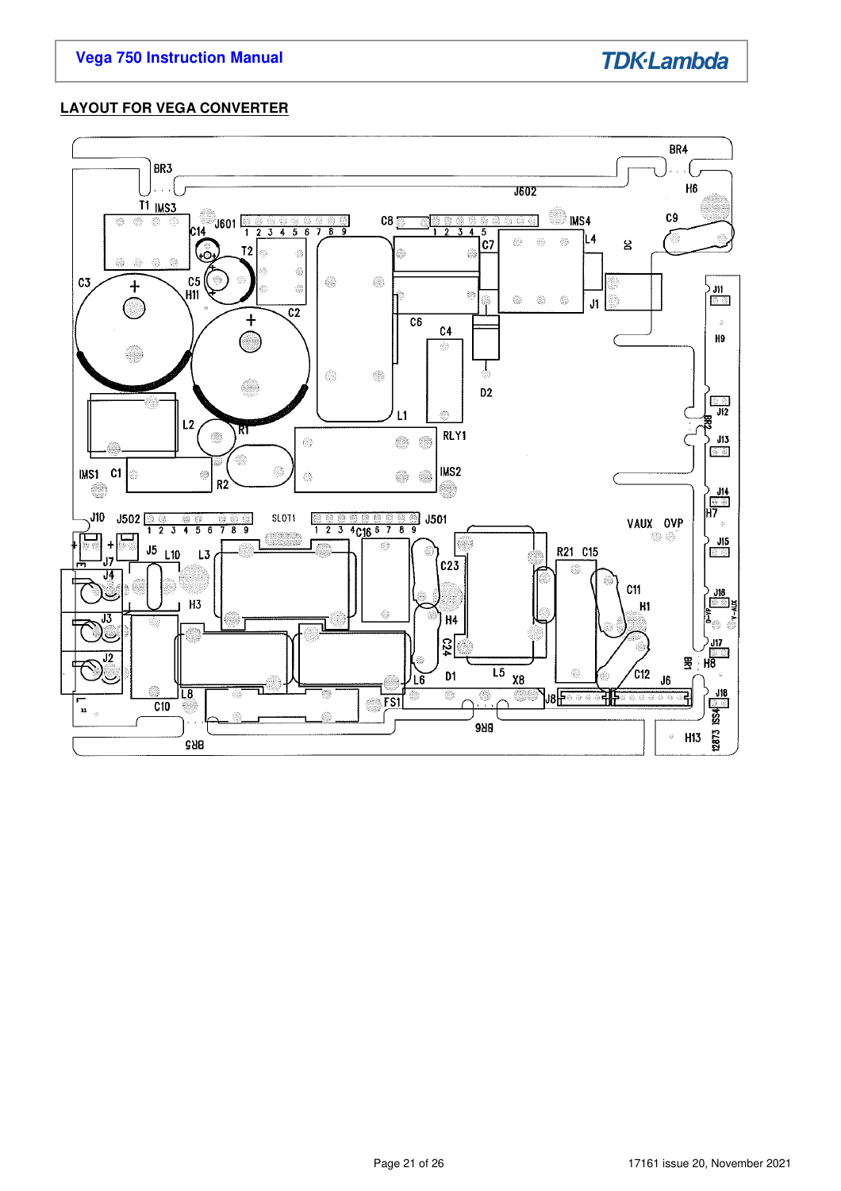## LAYOUT FOR VEGA CONVERTER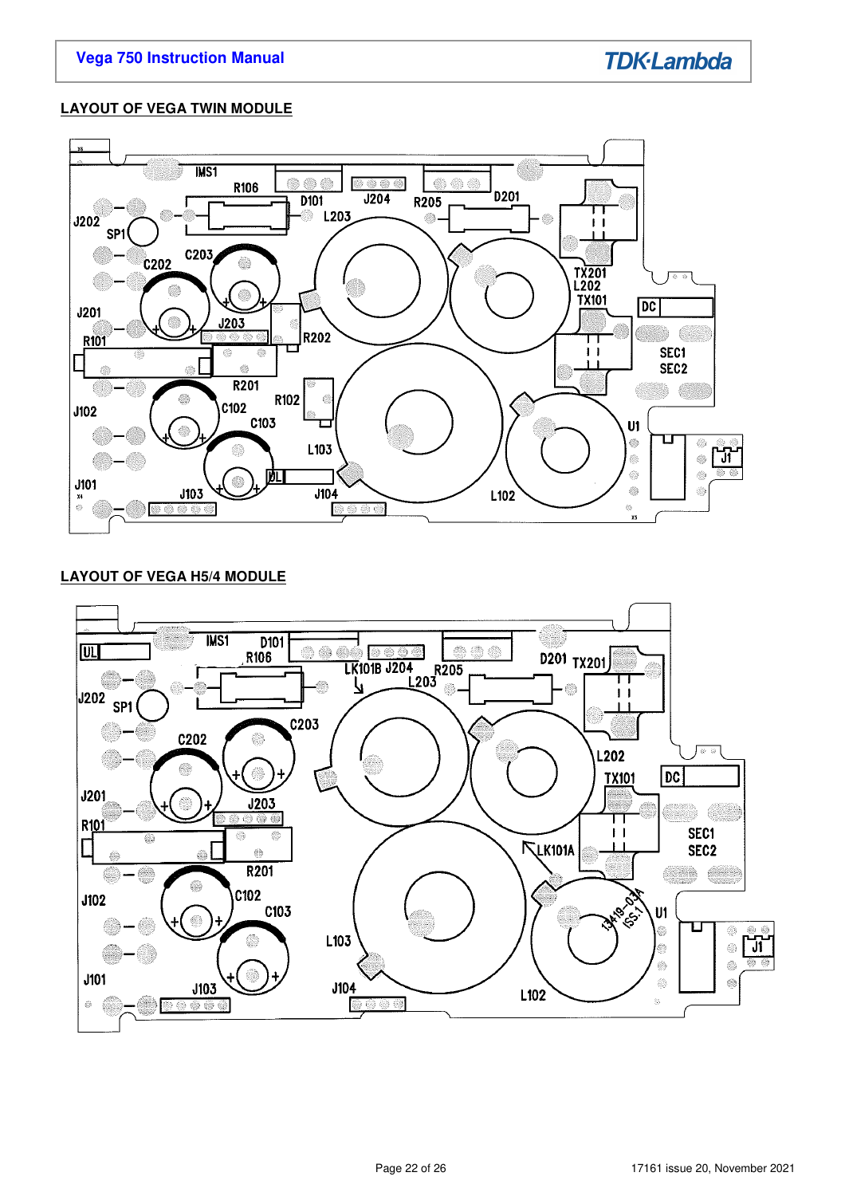## LAYOUT OF VEGA TWIN MODULE

## LAYOUT OF VEGA H5/4 MODULE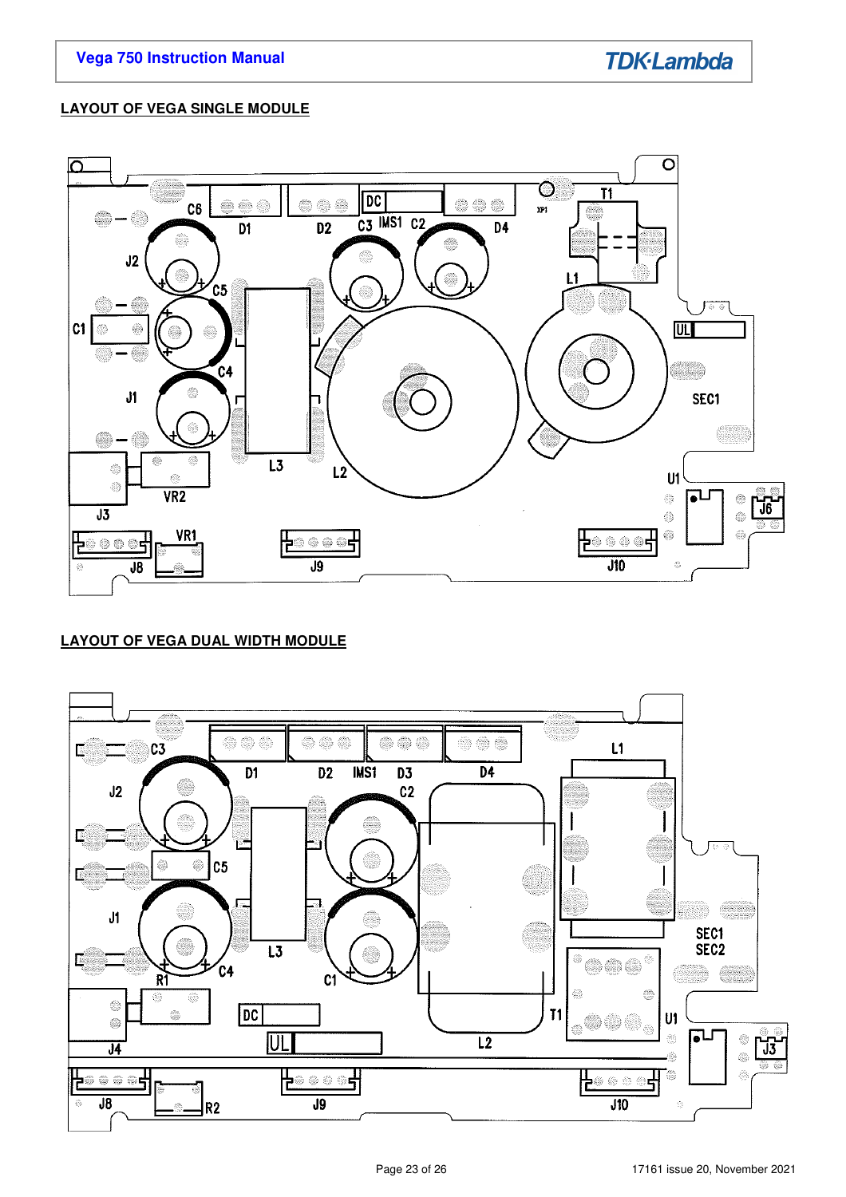## LAYOUT OF VEGA SINGLE MODULE

## LAYOUT OF VEGA DUAL WIDTH MODULE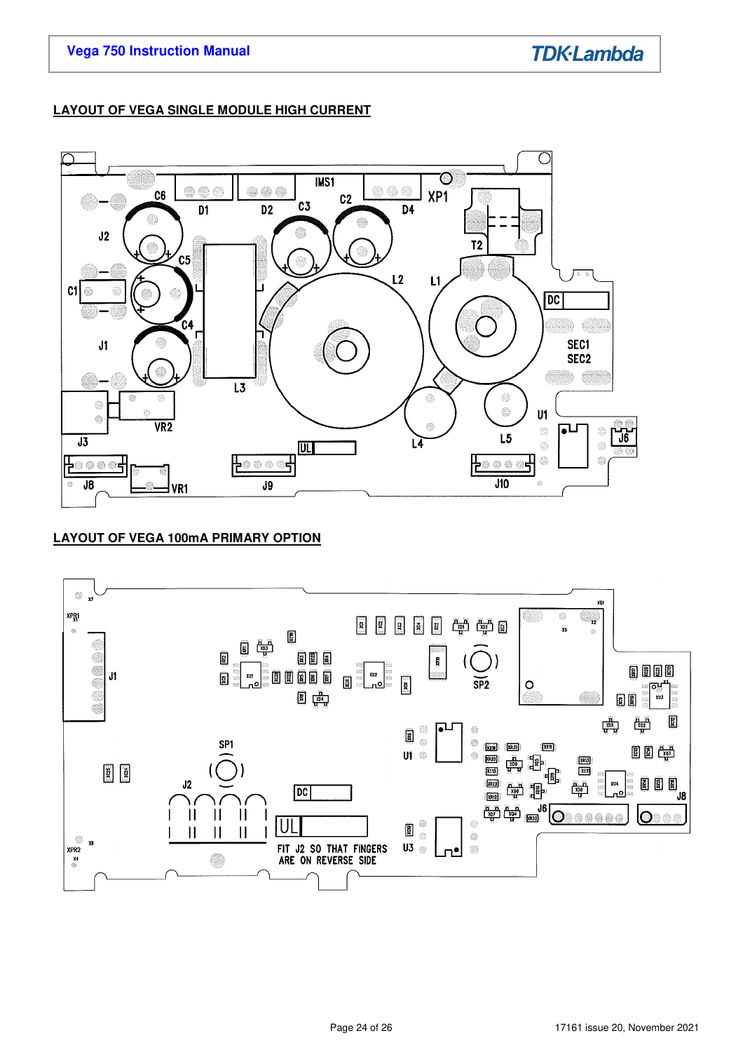## LAYOUT OF VEGA SINGLE MODULE HIGH CURRENT

## LAYOUT OF VEGA 100mA PRIMARY OPTION

FIT J2 SO THAT FINGERS ARE ON REVERSE SIDE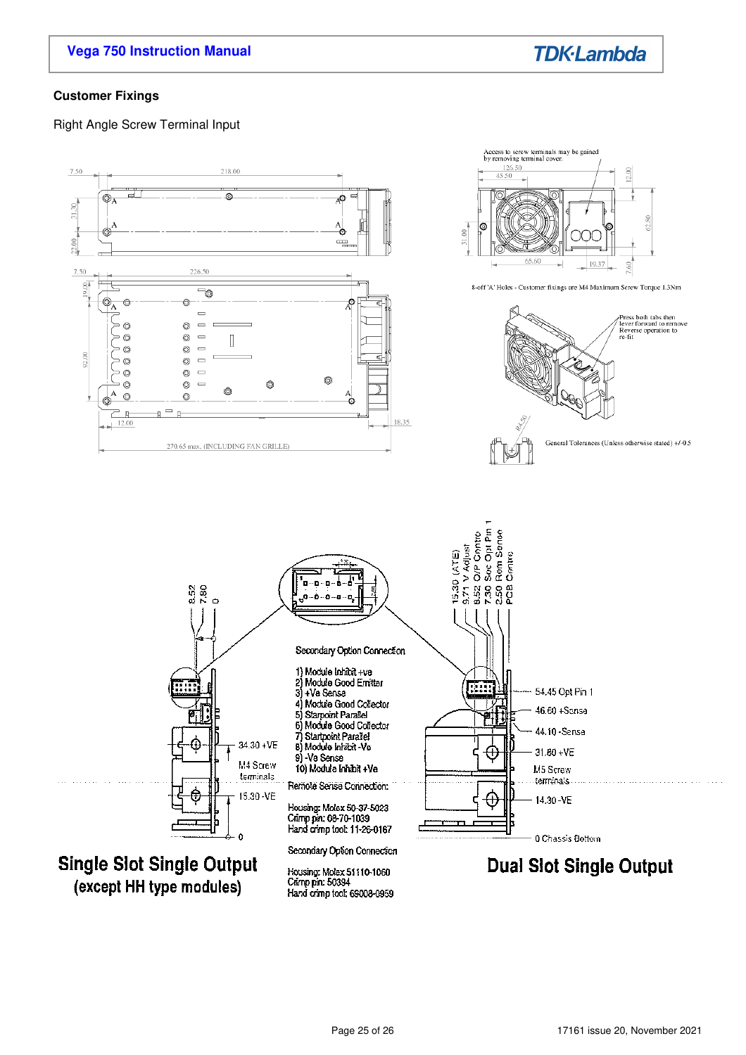## Customer Fixings

Right Angle Screw Terminal Input

Access to screw terminals may be gained by removing terminal cover.

8-off 'A' Holes - Customer fixings are M4 Maximum Screw Torque 1.5Nm

Press both tabs then lever forward to remove. Reverse operation to re-fit

General Tolerances (Unless otherwise stated) +/-0.5

Secondary Option Connection

1) Module Inhibit +ve
2) Module Good Emitter
3) +Ve Sense
4) Module Good Collector
5) Startpoint Parallel
6) Module Good Collector
7) Startpoint Parallel
8) Module Inhibit -Ve
9) -Ve Sense
10) Module Inhibit +Ve

Remote Sense Connection:

Housing: Molex 50-37-5023
Crimp pin: 08-70-1039
Hand crimp tool: 11-26-0167

Secondary Option Connection

Housing: Molex 51110-1060
Crimp pin: 50394
Hand crimp tool: 69008-0959

**Single Slot Single Output (except HH type modules)**

**Dual Slot Single Output**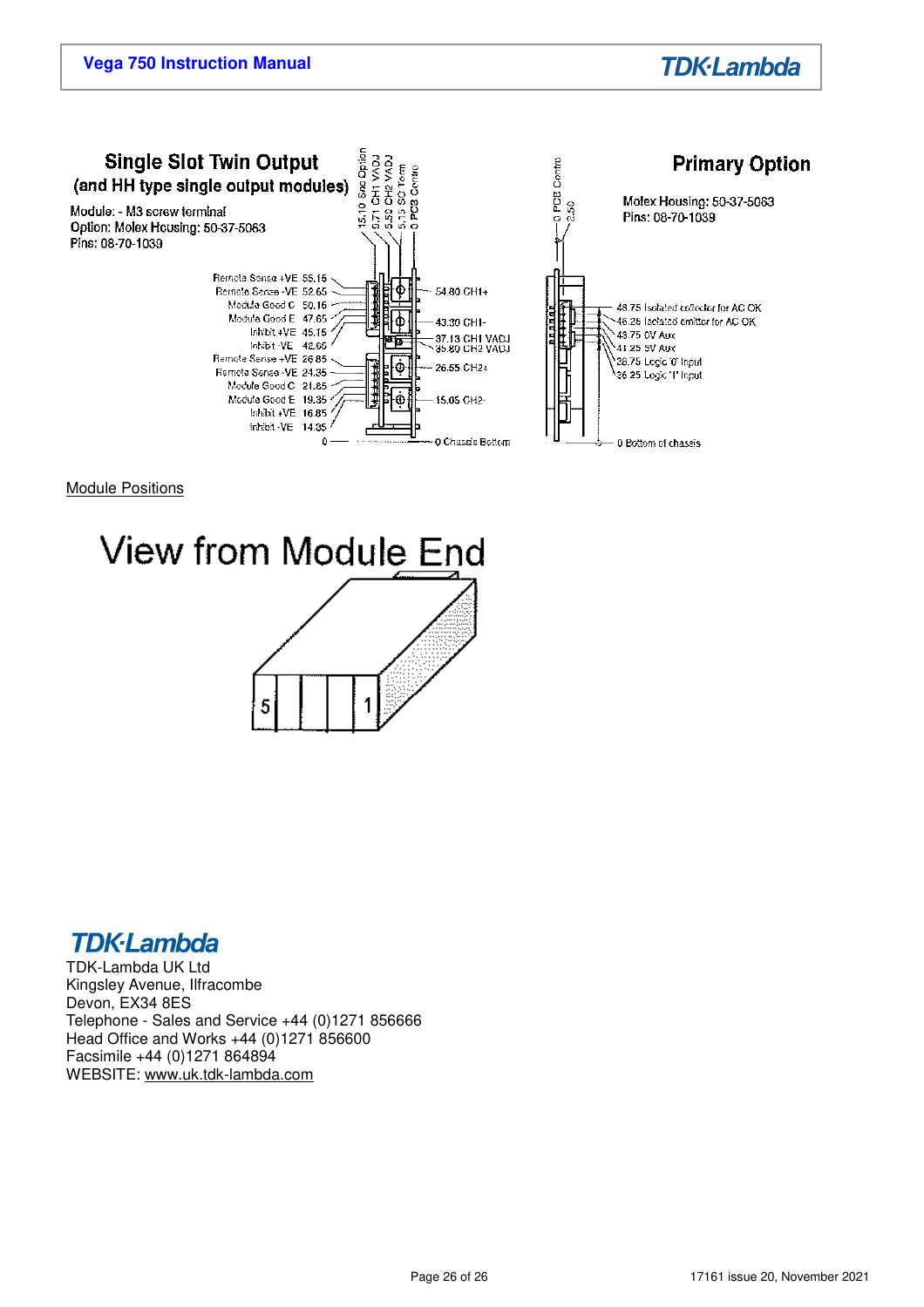## Single Slot Twin Output
(and HH type single output modules)

Module: - M3 screw terminal
Option: Molex Housing: 50-37-5063
Pins: 08-70-1039

15.10 Sns Option
5.71 CH1 VADJ
5.50 CH2 VADJ
5.15 SC Term
0 PCB Centre

Remote Sense +VE 55.15
Remote Sense -VE 52.65
Module Good C 50.15
Module Good E 47.65
Inhibit +VE 45.15
Inhibit -VE 42.65
Remote Sense +VE 26.85
Remote Sense -VE 24.35
Module Good C 21.85
Module Good E 19.35
Inhibit +VE 16.85
Inhibit -VE 14.35
0

54.80 CH1+
43.30 CH1-
37.13 CH1 VADJ
35.80 CH2 VADJ
26.55 CH2+
15.05 CH2-
0 Chassis Bottom

## Primary Option

Molex Housing: 50-37-5063
Pins: 08-70-1039

0 PCB Centre
2.50

48.75 Isolated collector for AC OK
46.25 Isolated emitter for AC OK
43.75 0V Aux
41.25 5V Aux
38.75 Logic '0' Input
36.25 Logic '1' Input
0 Bottom of chassis

Module Positions

View from Module End

5
1

TDK-Lambda UK Ltd
Kingsley Avenue, Ilfracombe
Devon, EX34 8ES
Telephone - Sales and Service +44 (0)1271 856666
Head Office and Works +44 (0)1271 856600
Facsimile +44 (0)1271 864894
WEBSITE: www.uk.tdk-lambda.com